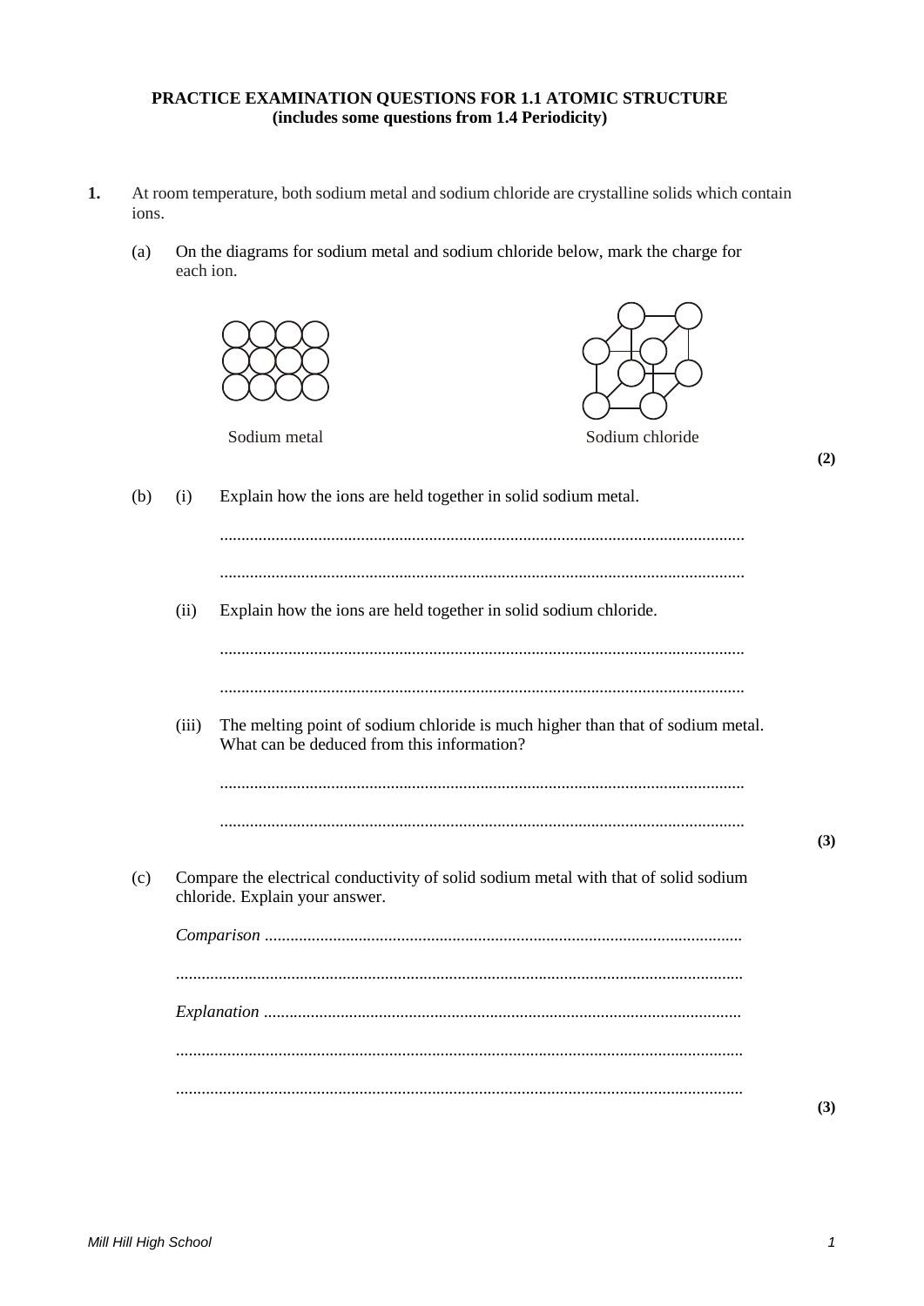**PRACTICE EXAMINATION QUESTIONS FOR 1.1 ATOMIC STRUCTURE**
**(includes some questions from 1.4 Periodicity)**

**1.** At room temperature, both sodium metal and sodium chloride are crystalline solids which contain ions.

(a) On the diagrams for sodium metal and sodium chloride below, mark the charge for each ion.

Sodium metal

Sodium chloride

**(2)**

(b) (i) Explain how the ions are held together in solid sodium metal.

.........................................................................................................................

.........................................................................................................................

(ii) Explain how the ions are held together in solid sodium chloride.

.........................................................................................................................

.........................................................................................................................

(iii) The melting point of sodium chloride is much higher than that of sodium metal. What can be deduced from this information?

.........................................................................................................................

.........................................................................................................................

**(3)**

(c) Compare the electrical conductivity of solid sodium metal with that of solid sodium chloride. Explain your answer.

*Comparison* ..............................................................................................................

...................................................................................................................................

*Explanation* ..............................................................................................................

...................................................................................................................................

...................................................................................................................................

**(3)**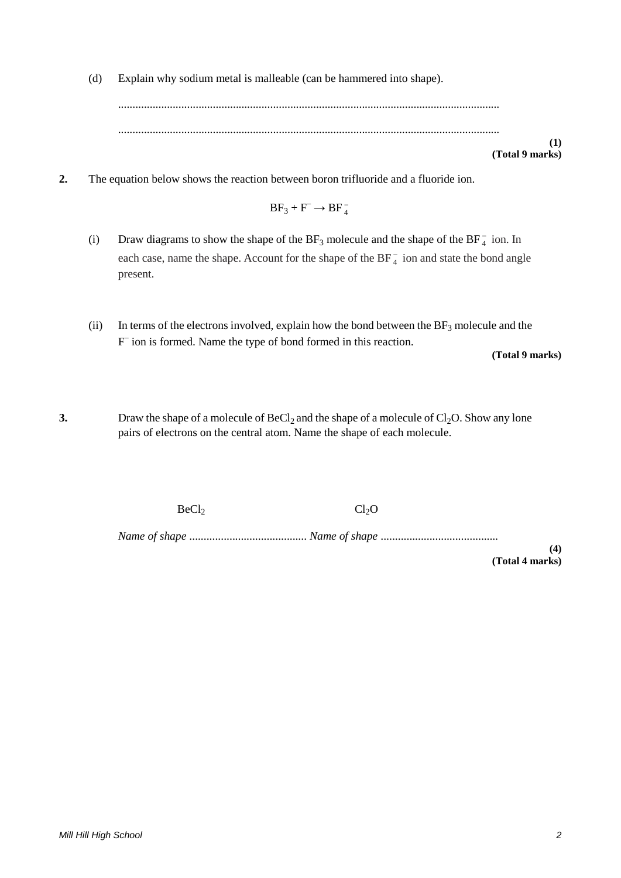(d) Explain why sodium metal is malleable (can be hammered into shape).

.....................................................................................................................................

.....................................................................................................................................

**(1)**
**(Total 9 marks)**

**2.** The equation below shows the reaction between boron trifluoride and a fluoride ion.

$$BF_3 + F^- \rightarrow BF_4^-$$

(i) Draw diagrams to show the shape of the $BF_3$ molecule and the shape of the $BF_4^-$ ion. In each case, name the shape. Account for the shape of the $BF_4^-$ ion and state the bond angle present.

(ii) In terms of the electrons involved, explain how the bond between the $BF_3$ molecule and the $F^-$ ion is formed. Name the type of bond formed in this reaction.

**(Total 9 marks)**

**3.** Draw the shape of a molecule of $BeCl_2$ and the shape of a molecule of $Cl_2O$. Show any lone pairs of electrons on the central atom. Name the shape of each molecule.

$BeCl_2$ $Cl_2O$

*Name of shape* ......................................... *Name of shape* .........................................

**(4)**
**(Total 4 marks)**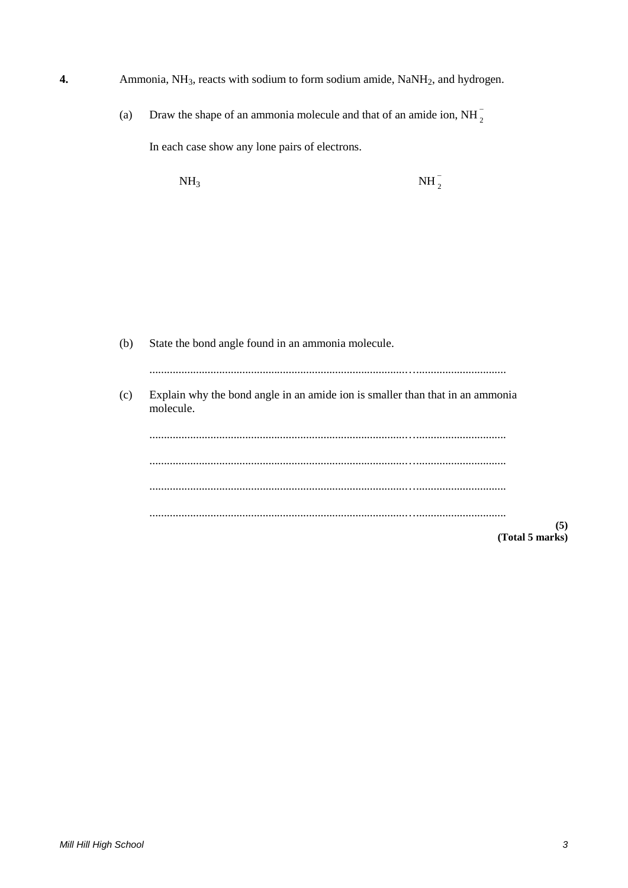**4.** Ammonia, $NH_3$, reacts with sodium to form sodium amide, $NaNH_2$, and hydrogen.

(a) Draw the shape of an ammonia molecule and that of an amide ion, $NH_2^-$

In each case show any lone pairs of electrons.

$NH_3$ $NH_2^-$

(b) State the bond angle found in an ammonia molecule.

.......................................................................................................................

(c) Explain why the bond angle in an amide ion is smaller than that in an ammonia molecule.

.......................................................................................................................

.......................................................................................................................

.......................................................................................................................

.......................................................................................................................

**(5)**
**(Total 5 marks)**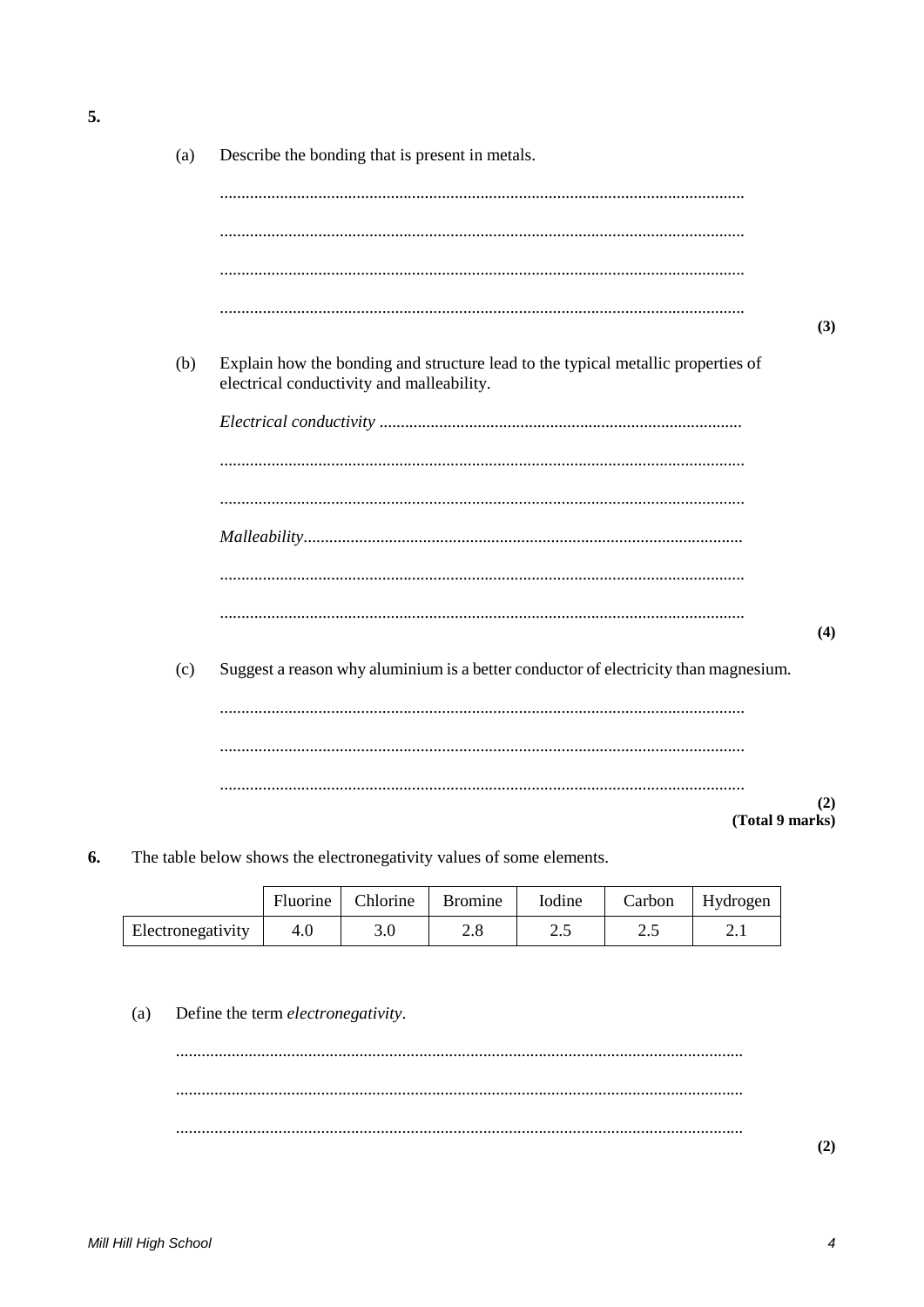**5.**

(a) Describe the bonding that is present in metals.

.........................................................................................................................

.........................................................................................................................

.........................................................................................................................

......................................................................................................................... **(3)**

(b) Explain how the bonding and structure lead to the typical metallic properties of electrical conductivity and malleability.

*Electrical conductivity* .....................................................................................

.........................................................................................................................

.........................................................................................................................

*Malleability*.......................................................................................................

.........................................................................................................................

......................................................................................................................... **(4)**

(c) Suggest a reason why aluminium is a better conductor of electricity than magnesium.

.........................................................................................................................

.........................................................................................................................

......................................................................................................................... **(2)**

**(Total 9 marks)**

**6.** The table below shows the electronegativity values of some elements.

| | Fluorine | Chlorine | Bromine | Iodine | Carbon | Hydrogen |
|---|---|---|---|---|---|---|
| Electronegativity | 4.0 | 3.0 | 2.8 | 2.5 | 2.5 | 2.1 |

(a) Define the term *electronegativity*.

.........................................................................................................................

.........................................................................................................................

......................................................................................................................... **(2)**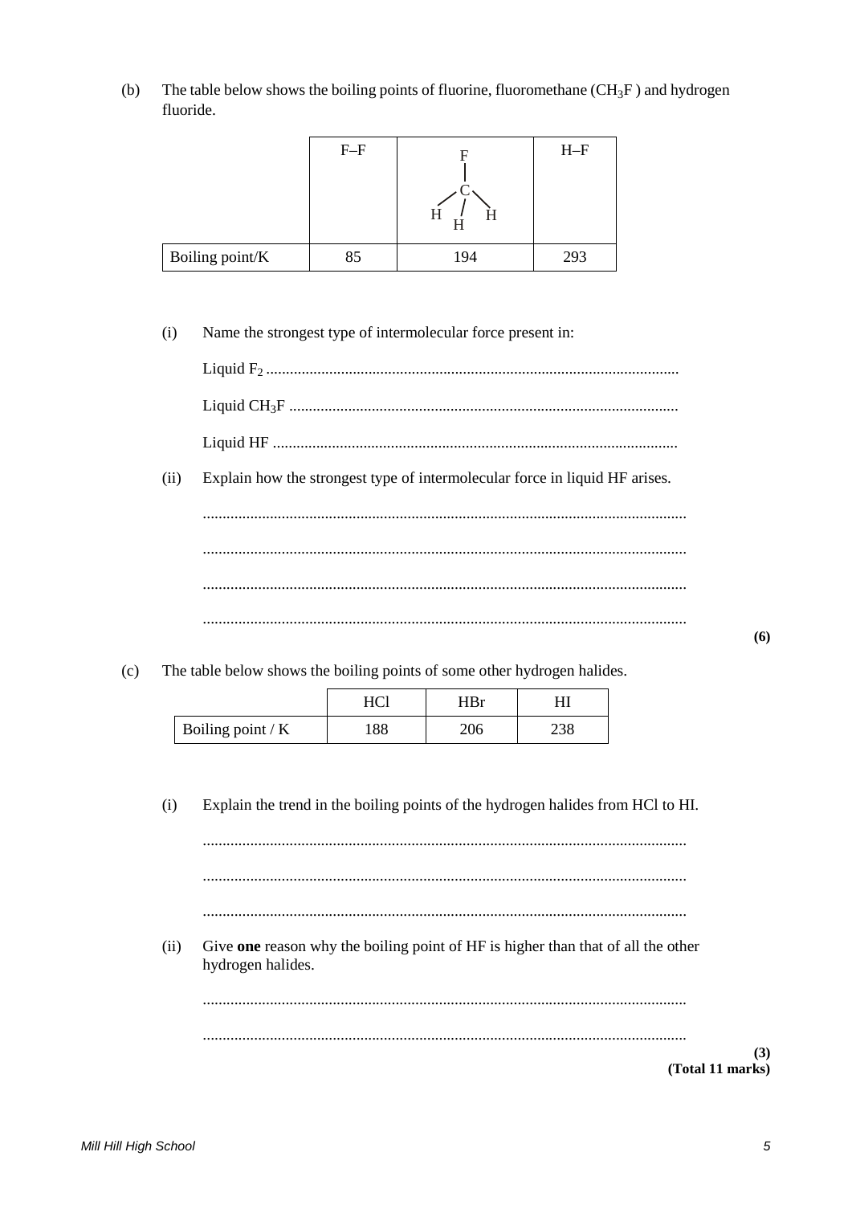(b) The table below shows the boiling points of fluorine, fluoromethane ($CH_3F$ ) and hydrogen fluoride.

| | F–F | $CH_3F$ (F–C with three H) | H–F |
|---|---|---|---|
| Boiling point/K | 85 | 194 | 293 |

(i) Name the strongest type of intermolecular force present in:

Liquid $F_2$ ........................................................................................................

Liquid $CH_3F$ ..................................................................................................

Liquid HF ......................................................................................................

(ii) Explain how the strongest type of intermolecular force in liquid HF arises.

.........................................................................................................................

.........................................................................................................................

.........................................................................................................................

.........................................................................................................................

**(6)**

(c) The table below shows the boiling points of some other hydrogen halides.

| | HCl | HBr | HI |
|---|---|---|---|
| Boiling point / K | 188 | 206 | 238 |

(i) Explain the trend in the boiling points of the hydrogen halides from HCl to HI.

.........................................................................................................................

.........................................................................................................................

.........................................................................................................................

(ii) Give **one** reason why the boiling point of HF is higher than that of all the other hydrogen halides.

.........................................................................................................................

.........................................................................................................................

**(3)**
**(Total 11 marks)**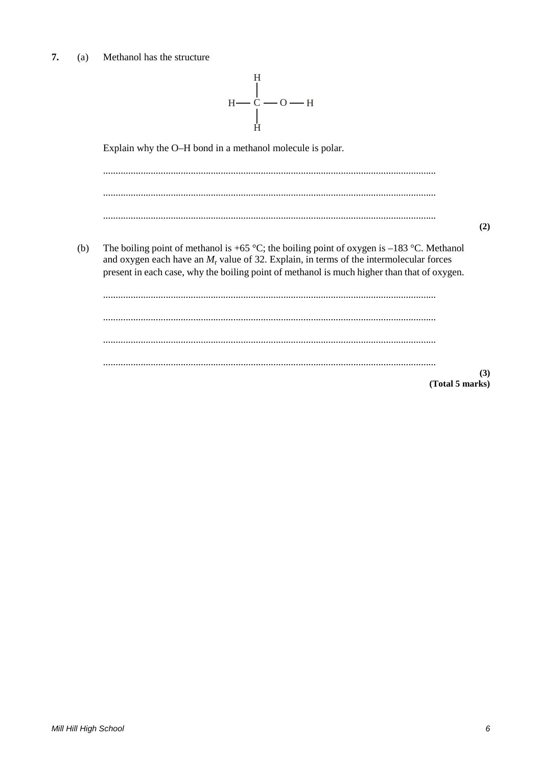**7.** (a) Methanol has the structure

```
      H
      |
  H — C — O — H
      |
      H
```

Explain why the O–H bond in a methanol molecule is polar.

...................................................................................................................................

...................................................................................................................................

...................................................................................................................................

**(2)**

(b) The boiling point of methanol is +65 °C; the boiling point of oxygen is –183 °C. Methanol and oxygen each have an $M_r$ value of 32. Explain, in terms of the intermolecular forces present in each case, why the boiling point of methanol is much higher than that of oxygen.

...................................................................................................................................

...................................................................................................................................

...................................................................................................................................

...................................................................................................................................

**(3)**
**(Total 5 marks)**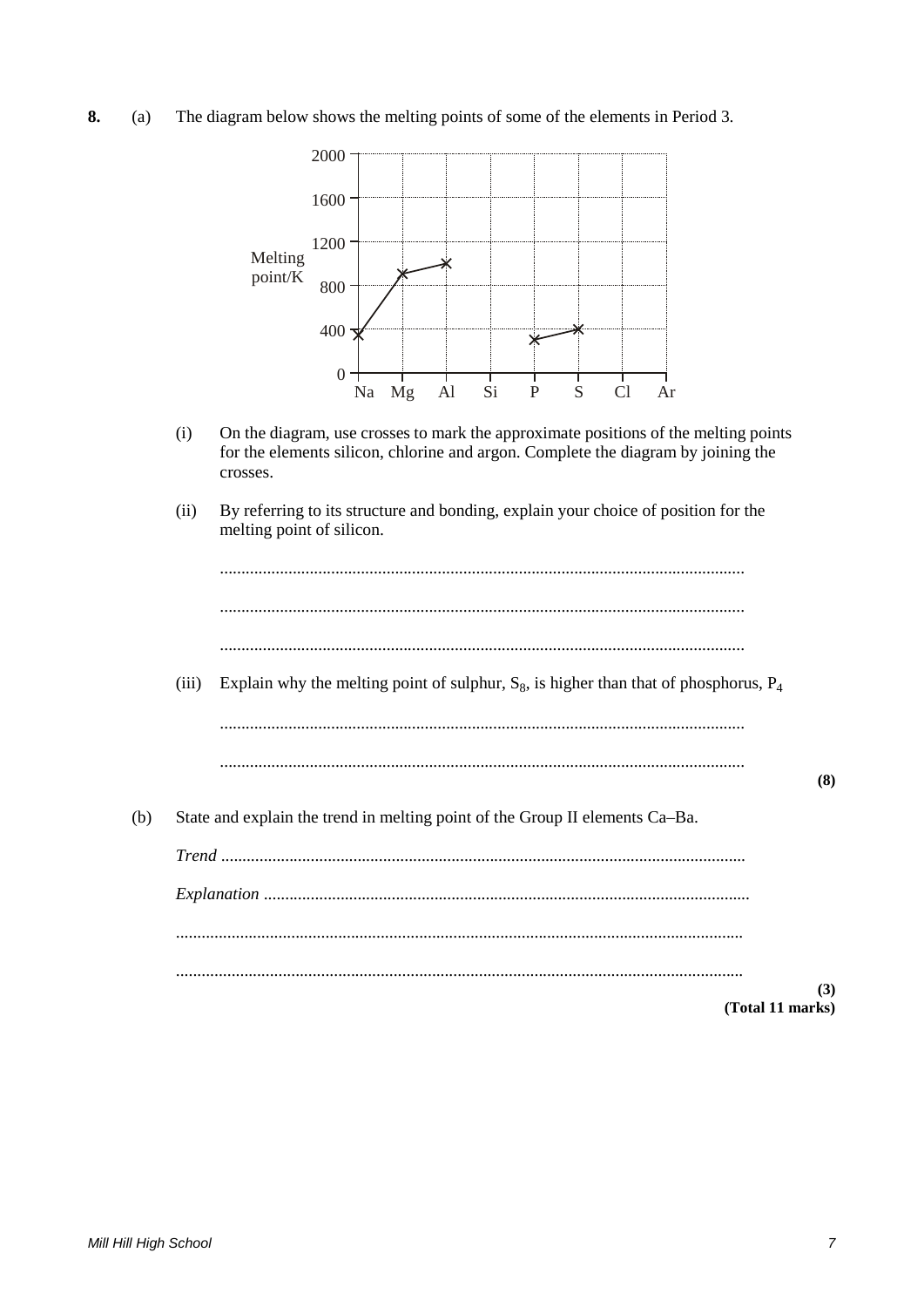**8.** (a) The diagram below shows the melting points of some of the elements in Period 3.

Melting point/K (y-axis: 0, 400, 800, 1200, 1600, 2000); x-axis: Na, Mg, Al, Si, P, S, Cl, Ar

(i) On the diagram, use crosses to mark the approximate positions of the melting points for the elements silicon, chlorine and argon. Complete the diagram by joining the crosses.

(ii) By referring to its structure and bonding, explain your choice of position for the melting point of silicon.

.......................................................................................................................

.......................................................................................................................

.......................................................................................................................

(iii) Explain why the melting point of sulphur, $S_8$, is higher than that of phosphorus, $P_4$

.......................................................................................................................

.......................................................................................................................

**(8)**

(b) State and explain the trend in melting point of the Group II elements Ca–Ba.

*Trend* .......................................................................................................................

*Explanation* ...............................................................................................................

.......................................................................................................................

.......................................................................................................................

**(3)**

**(Total 11 marks)**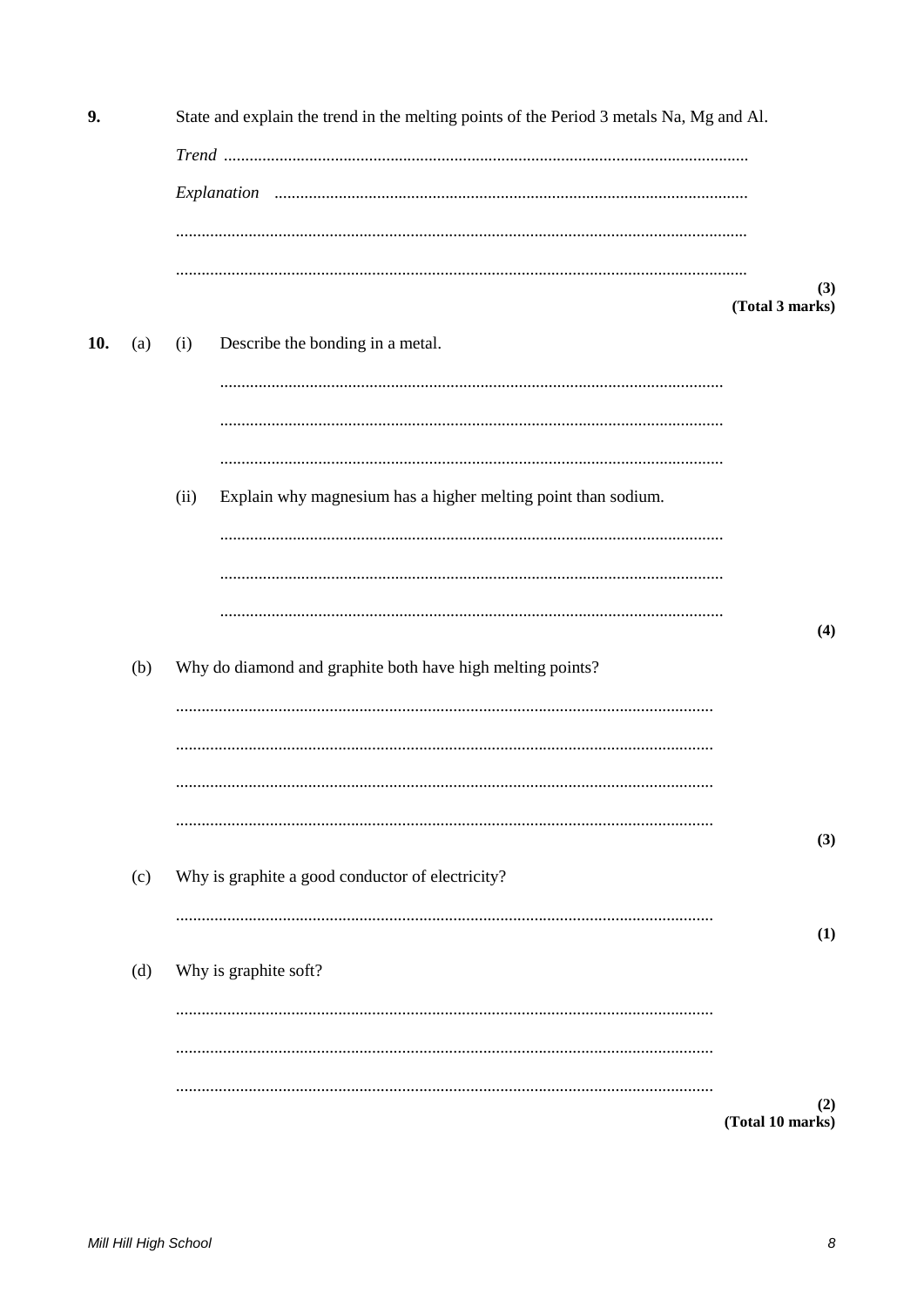**9.** State and explain the trend in the melting points of the Period 3 metals Na, Mg and Al.

*Trend* ..........................................................................................................................

*Explanation* ...............................................................................................................

.......................................................................................................................................

.......................................................................................................................................

**(3)**
**(Total 3 marks)**

**10.** (a) (i) Describe the bonding in a metal.

.......................................................................................................................................

.......................................................................................................................................

.......................................................................................................................................

(ii) Explain why magnesium has a higher melting point than sodium.

.......................................................................................................................................

.......................................................................................................................................

.......................................................................................................................................

**(4)**

(b) Why do diamond and graphite both have high melting points?

.......................................................................................................................................

.......................................................................................................................................

.......................................................................................................................................

.......................................................................................................................................

**(3)**

(c) Why is graphite a good conductor of electricity?

.......................................................................................................................................

**(1)**

(d) Why is graphite soft?

.......................................................................................................................................

.......................................................................................................................................

.......................................................................................................................................

**(2)**
**(Total 10 marks)**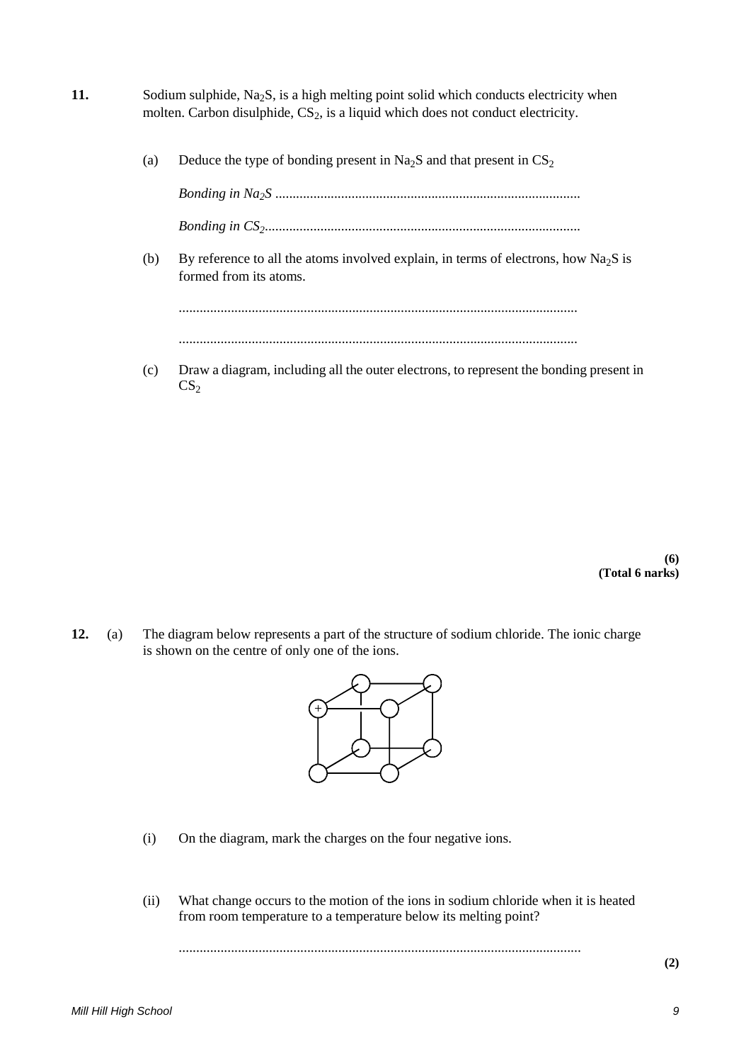**11.** Sodium sulphide, $Na_2S$, is a high melting point solid which conducts electricity when molten. Carbon disulphide, $CS_2$, is a liquid which does not conduct electricity.

(a) Deduce the type of bonding present in $Na_2S$ and that present in $CS_2$

*Bonding in $Na_2S$* ........................................................................................

*Bonding in $CS_2$*..........................................................................................

(b) By reference to all the atoms involved explain, in terms of electrons, how $Na_2S$ is formed from its atoms.

..................................................................................................................

..................................................................................................................

(c) Draw a diagram, including all the outer electrons, to represent the bonding present in $CS_2$

**(6)**
**(Total 6 narks)**

**12.** (a) The diagram below represents a part of the structure of sodium chloride. The ionic charge is shown on the centre of only one of the ions.

(i) On the diagram, mark the charges on the four negative ions.

(ii) What change occurs to the motion of the ions in sodium chloride when it is heated from room temperature to a temperature below its melting point?

....................................................................................................................

**(2)**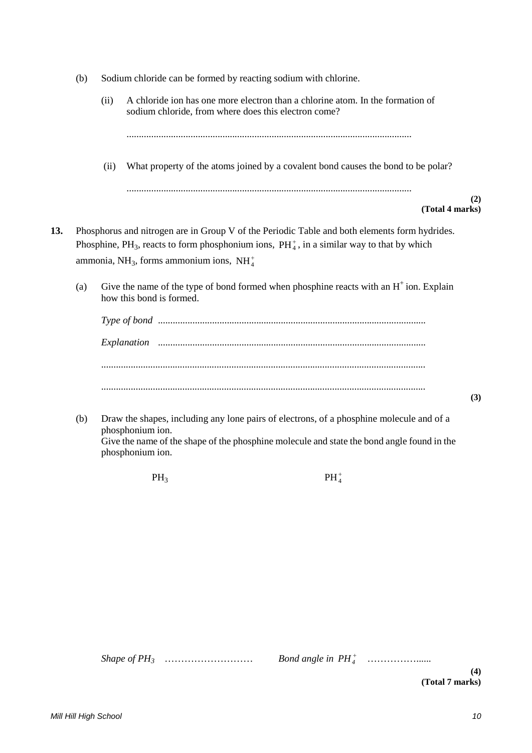(b) Sodium chloride can be formed by reacting sodium with chlorine.

(ii) A chloride ion has one more electron than a chlorine atom. In the formation of sodium chloride, from where does this electron come?

..................................................................................................................

(ii) What property of the atoms joined by a covalent bond causes the bond to be polar?

..................................................................................................................

**(2)**
**(Total 4 marks)**

**13.** Phosphorus and nitrogen are in Group V of the Periodic Table and both elements form hydrides. Phosphine, $PH_3$, reacts to form phosphonium ions, $PH_4^+$, in a similar way to that by which ammonia, $NH_3$, forms ammonium ions, $NH_4^+$

(a) Give the name of the type of bond formed when phosphine reacts with an $H^+$ ion. Explain how this bond is formed.

*Type of bond* ..................................................................................................................

*Explanation* ..................................................................................................................

..................................................................................................................

..................................................................................................................

**(3)**

(b) Draw the shapes, including any lone pairs of electrons, of a phosphine molecule and of a phosphonium ion.
Give the name of the shape of the phosphine molecule and state the bond angle found in the phosphonium ion.

$PH_3$ $PH_4^+$

*Shape of $PH_3$* ……………………… *Bond angle in $PH_4^+$* ……………......

**(4)**
**(Total 7 marks)**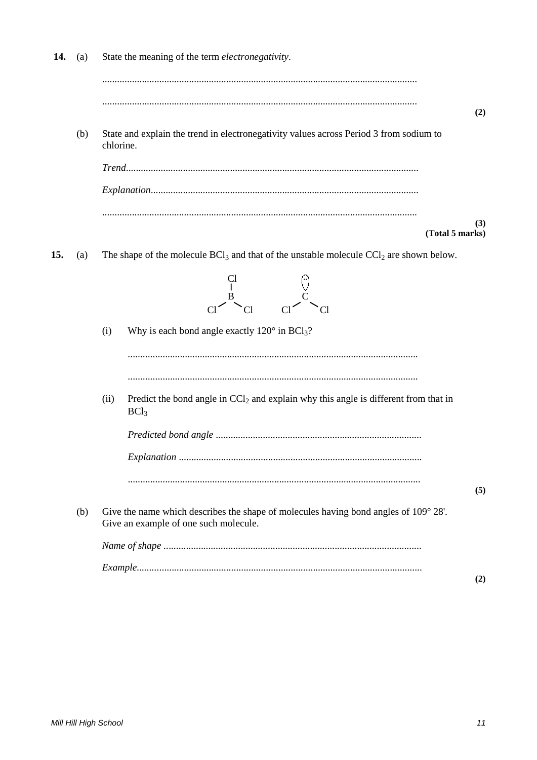**14.** (a) State the meaning of the term *electronegativity*.

.............................................................................................................................

.............................................................................................................................
**(2)**

(b) State and explain the trend in electronegativity values across Period 3 from sodium to chlorine.

*Trend*.....................................................................................................................

*Explanation*...........................................................................................................

.............................................................................................................................
**(3)**
**(Total 5 marks)**

**15.** (a) The shape of the molecule $BCl_3$ and that of the unstable molecule $CCl_2$ are shown below.

```
       Cl              (:)
       |                |
       B                C
     /   \            /   \
   Cl     Cl        Cl     Cl
```

(i) Why is each bond angle exactly 120° in $BCl_3$?

...................................................................................................................

...................................................................................................................

(ii) Predict the bond angle in $CCl_2$ and explain why this angle is different from that in $BCl_3$

*Predicted bond angle* ..................................................................................

*Explanation* .................................................................................................

...................................................................................................................
**(5)**

(b) Give the name which describes the shape of molecules having bond angles of 109° 28'. Give an example of one such molecule.

*Name of shape* .......................................................................................................

*Example*.................................................................................................................
**(2)**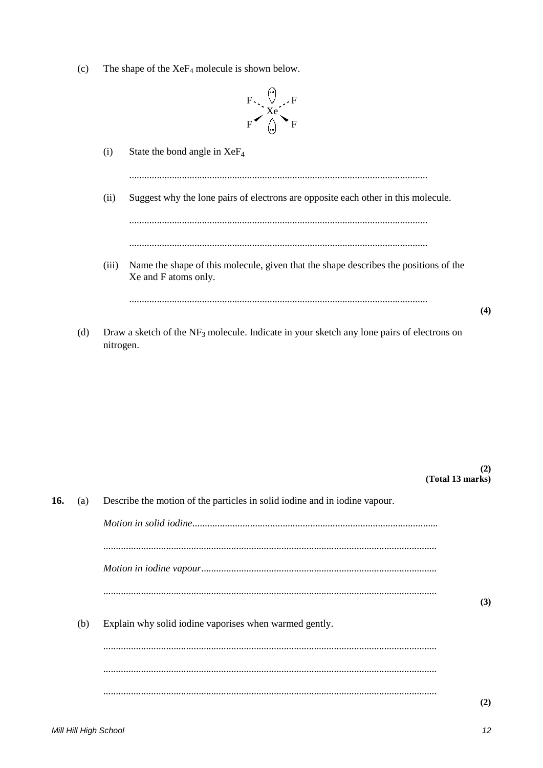(c) The shape of the $XeF_4$ molecule is shown below.

(i) State the bond angle in $XeF_4$

.......................................................................................................................

(ii) Suggest why the lone pairs of electrons are opposite each other in this molecule.

.......................................................................................................................

.......................................................................................................................

(iii) Name the shape of this molecule, given that the shape describes the positions of the Xe and F atoms only.

.......................................................................................................................

**(4)**

(d) Draw a sketch of the $NF_3$ molecule. Indicate in your sketch any lone pairs of electrons on nitrogen.

**(2)**
**(Total 13 marks)**

**16.** (a) Describe the motion of the particles in solid iodine and in iodine vapour.

*Motion in solid iodine*.......................................................................................

.......................................................................................................................

*Motion in iodine vapour*....................................................................................

.......................................................................................................................

**(3)**

(b) Explain why solid iodine vaporises when warmed gently.

.......................................................................................................................

.......................................................................................................................

.......................................................................................................................

**(2)**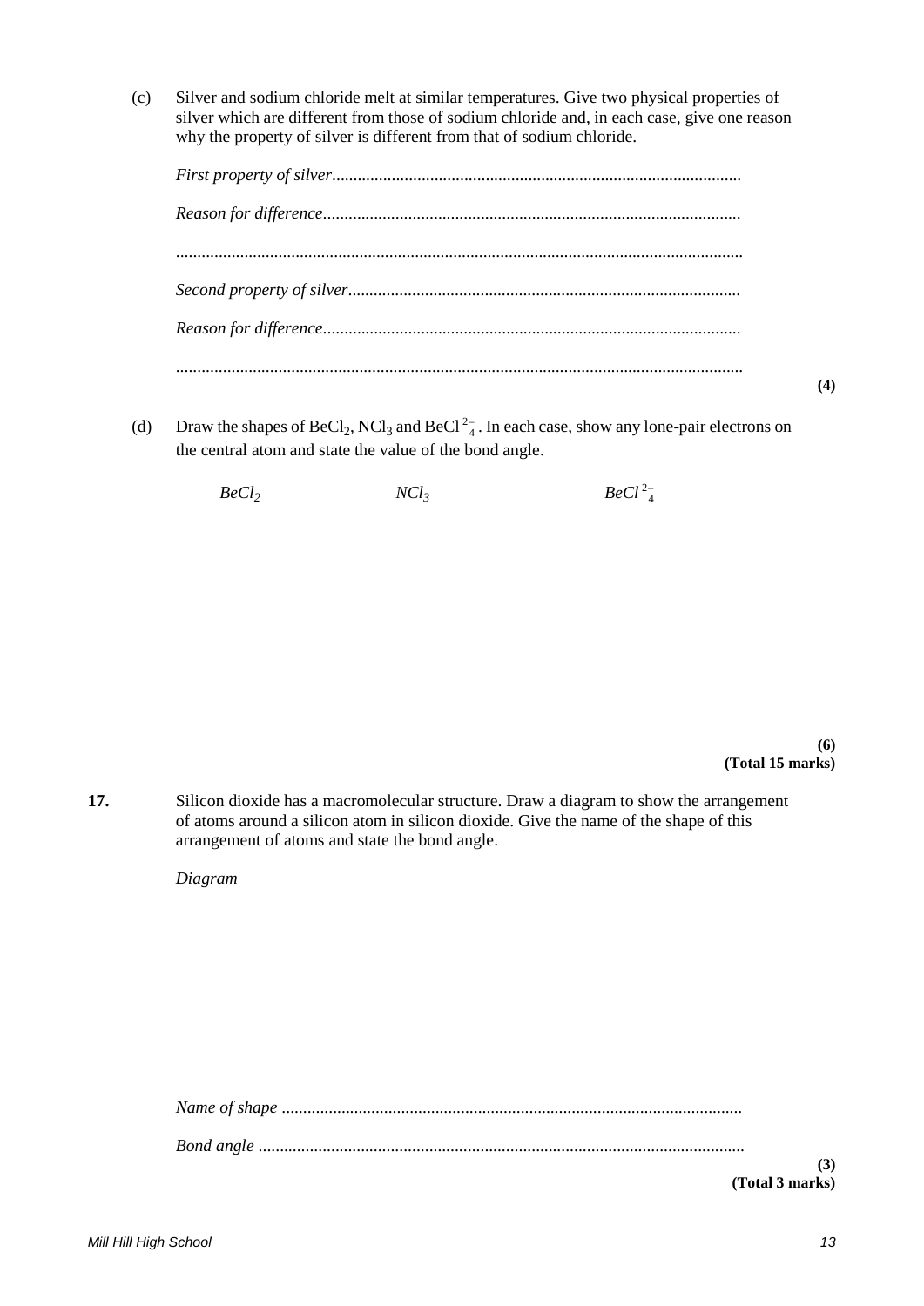(c) Silver and sodium chloride melt at similar temperatures. Give two physical properties of silver which are different from those of sodium chloride and, in each case, give one reason why the property of silver is different from that of sodium chloride.

*First property of silver*...............................................................................................

*Reason for difference*.................................................................................................

...................................................................................................................................

*Second property of silver*...........................................................................................

*Reason for difference*.................................................................................................

...................................................................................................................................

**(4)**

(d) Draw the shapes of $BeCl_2$, $NCl_3$ and $BeCl_4^{2-}$. In each case, show any lone-pair electrons on the central atom and state the value of the bond angle.

*$BeCl_2$* *$NCl_3$* *$BeCl_4^{2-}$*

**(6)**
**(Total 15 marks)**

**17.** Silicon dioxide has a macromolecular structure. Draw a diagram to show the arrangement of atoms around a silicon atom in silicon dioxide. Give the name of the shape of this arrangement of atoms and state the bond angle.

*Diagram*

*Name of shape* ...........................................................................................................

*Bond angle* ................................................................................................................

**(3)**
**(Total 3 marks)**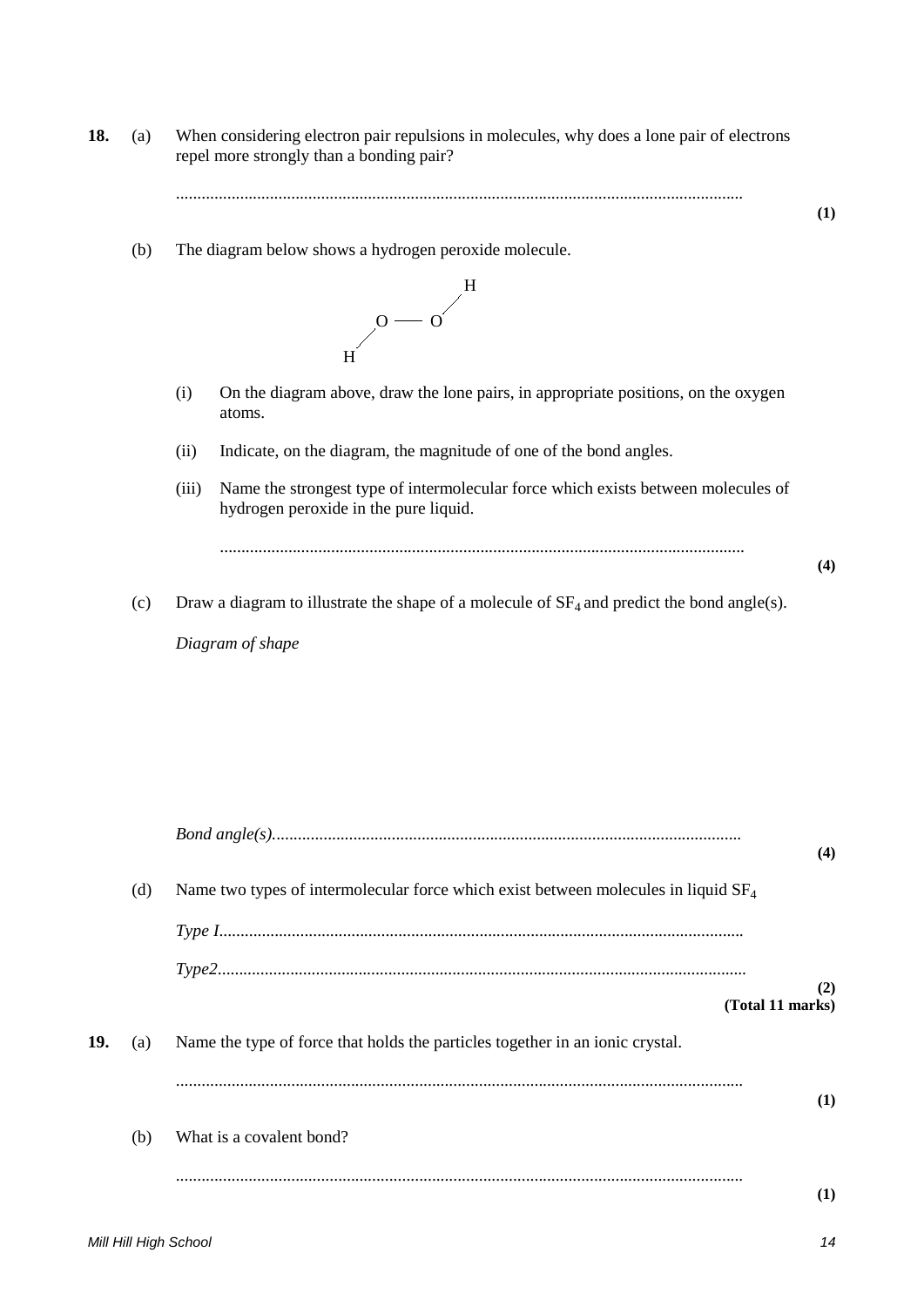**18.** (a) When considering electron pair repulsions in molecules, why does a lone pair of electrons repel more strongly than a bonding pair?

...................................................................................................................................

**(1)**

(b) The diagram below shows a hydrogen peroxide molecule.

```
              H
             /
      O —— O
     /
    H
```

(i) On the diagram above, draw the lone pairs, in appropriate positions, on the oxygen atoms.

(ii) Indicate, on the diagram, the magnitude of one of the bond angles.

(iii) Name the strongest type of intermolecular force which exists between molecules of hydrogen peroxide in the pure liquid.

...................................................................................................................................

**(4)**

(c) Draw a diagram to illustrate the shape of a molecule of $SF_4$ and predict the bond angle(s).

*Diagram of shape*

*Bond angle(s)*...................................................................................................................

**(4)**

(d) Name two types of intermolecular force which exist between molecules in liquid $SF_4$

*Type I*.........................................................................................................................

*Type2*..........................................................................................................................

**(2)**
**(Total 11 marks)**

**19.** (a) Name the type of force that holds the particles together in an ionic crystal.

...................................................................................................................................

**(1)**

(b) What is a covalent bond?

...................................................................................................................................

**(1)**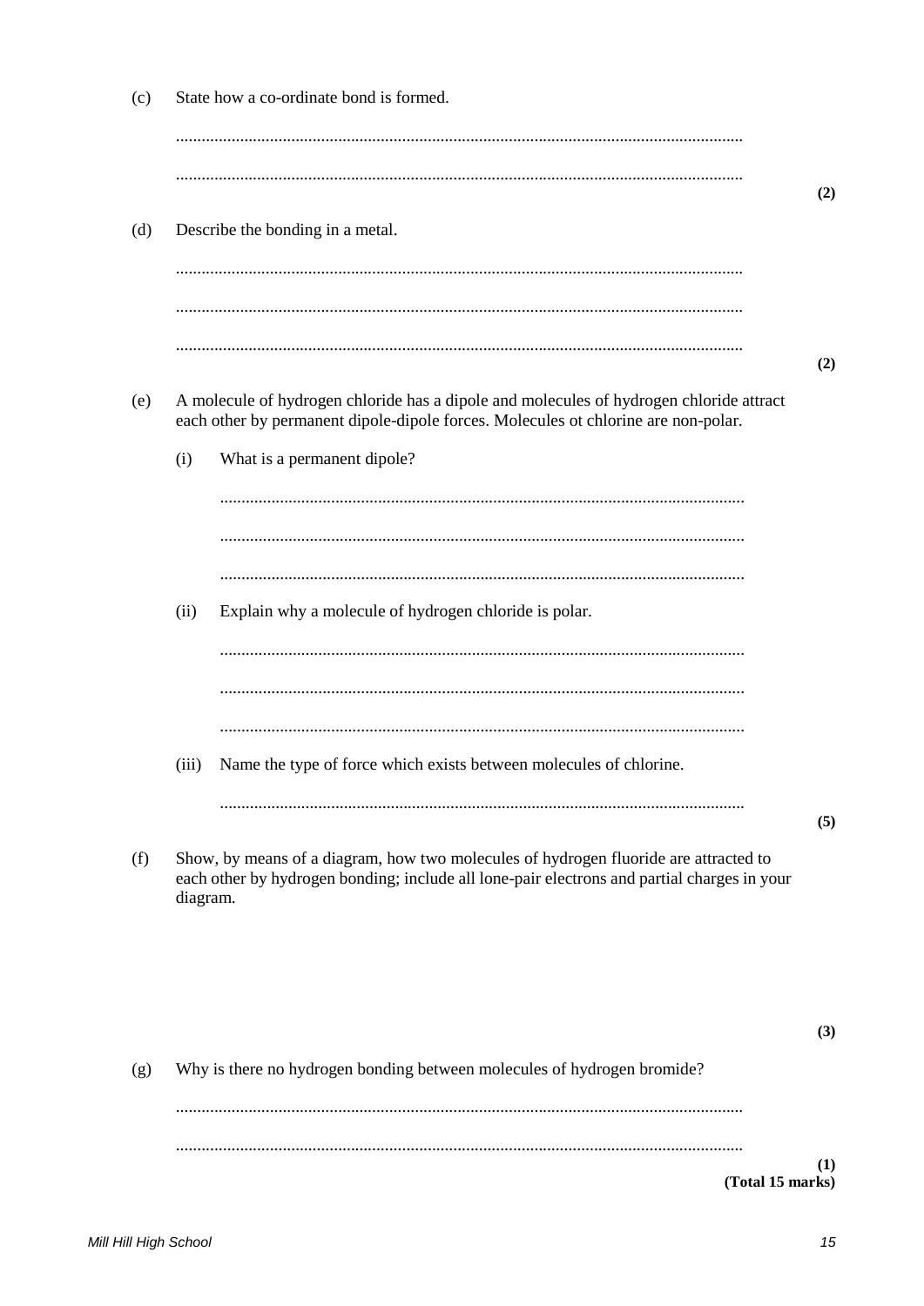(c) State how a co-ordinate bond is formed.

...................................................................................................................................

...................................................................................................................................
**(2)**

(d) Describe the bonding in a metal.

...................................................................................................................................

...................................................................................................................................

...................................................................................................................................
**(2)**

(e) A molecule of hydrogen chloride has a dipole and molecules of hydrogen chloride attract each other by permanent dipole-dipole forces. Molecules ot chlorine are non-polar.

(i) What is a permanent dipole?

...................................................................................................................................

...................................................................................................................................

...................................................................................................................................

(ii) Explain why a molecule of hydrogen chloride is polar.

...................................................................................................................................

...................................................................................................................................

...................................................................................................................................

(iii) Name the type of force which exists between molecules of chlorine.

...................................................................................................................................
**(5)**

(f) Show, by means of a diagram, how two molecules of hydrogen fluoride are attracted to each other by hydrogen bonding; include all lone-pair electrons and partial charges in your diagram.

**(3)**

(g) Why is there no hydrogen bonding between molecules of hydrogen bromide?

...................................................................................................................................

...................................................................................................................................
**(1)**
**(Total 15 marks)**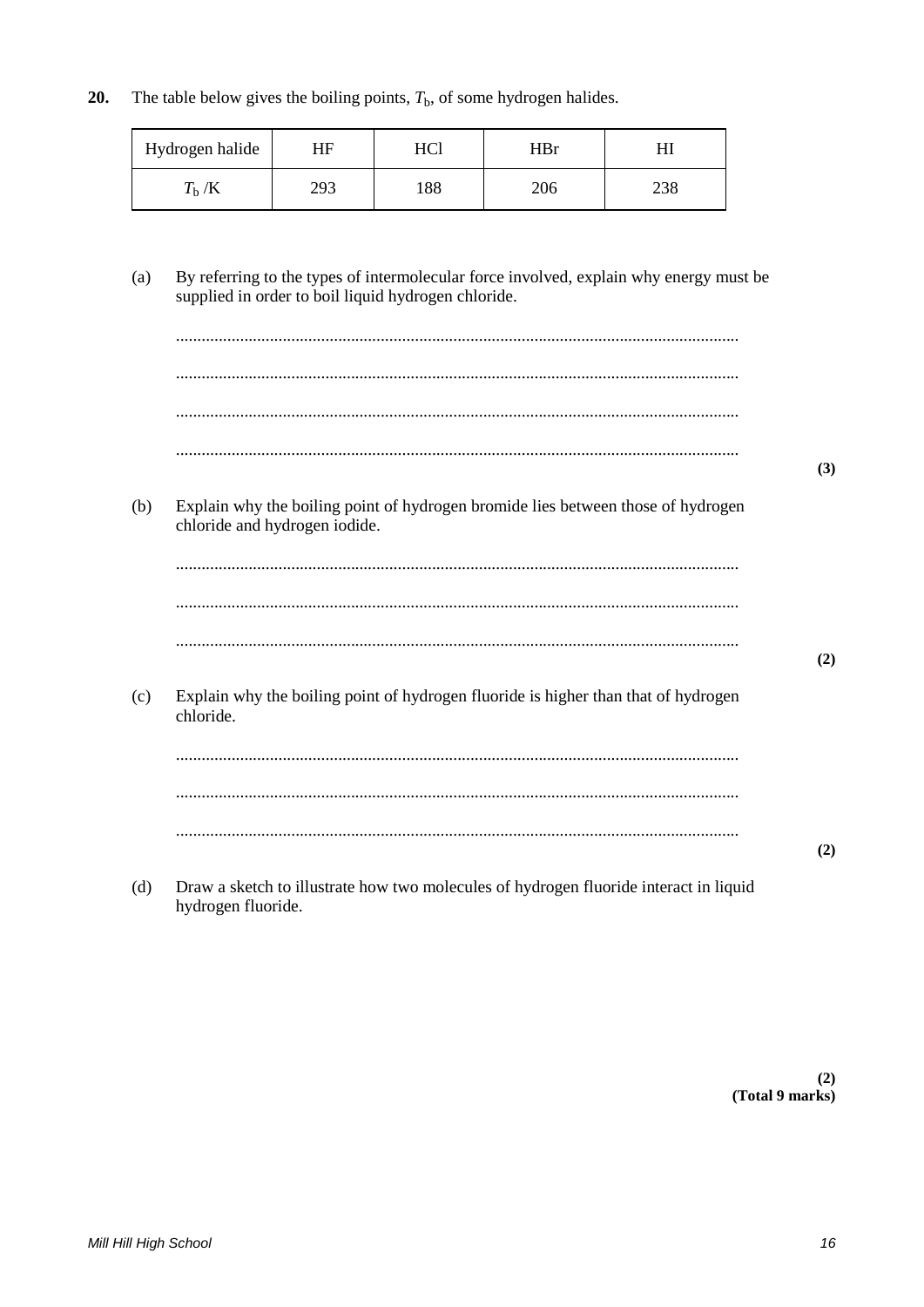**20.** The table below gives the boiling points, $T_b$, of some hydrogen halides.

| Hydrogen halide | HF | HCl | HBr | HI |
|---|---|---|---|---|
| $T_b$ /K | 293 | 188 | 206 | 238 |

(a) By referring to the types of intermolecular force involved, explain why energy must be supplied in order to boil liquid hydrogen chloride.

..................................................................................................................................

..................................................................................................................................

..................................................................................................................................

..................................................................................................................................
**(3)**

(b) Explain why the boiling point of hydrogen bromide lies between those of hydrogen chloride and hydrogen iodide.

..................................................................................................................................

..................................................................................................................................

..................................................................................................................................
**(2)**

(c) Explain why the boiling point of hydrogen fluoride is higher than that of hydrogen chloride.

..................................................................................................................................

..................................................................................................................................

..................................................................................................................................
**(2)**

(d) Draw a sketch to illustrate how two molecules of hydrogen fluoride interact in liquid hydrogen fluoride.

**(2)**
**(Total 9 marks)**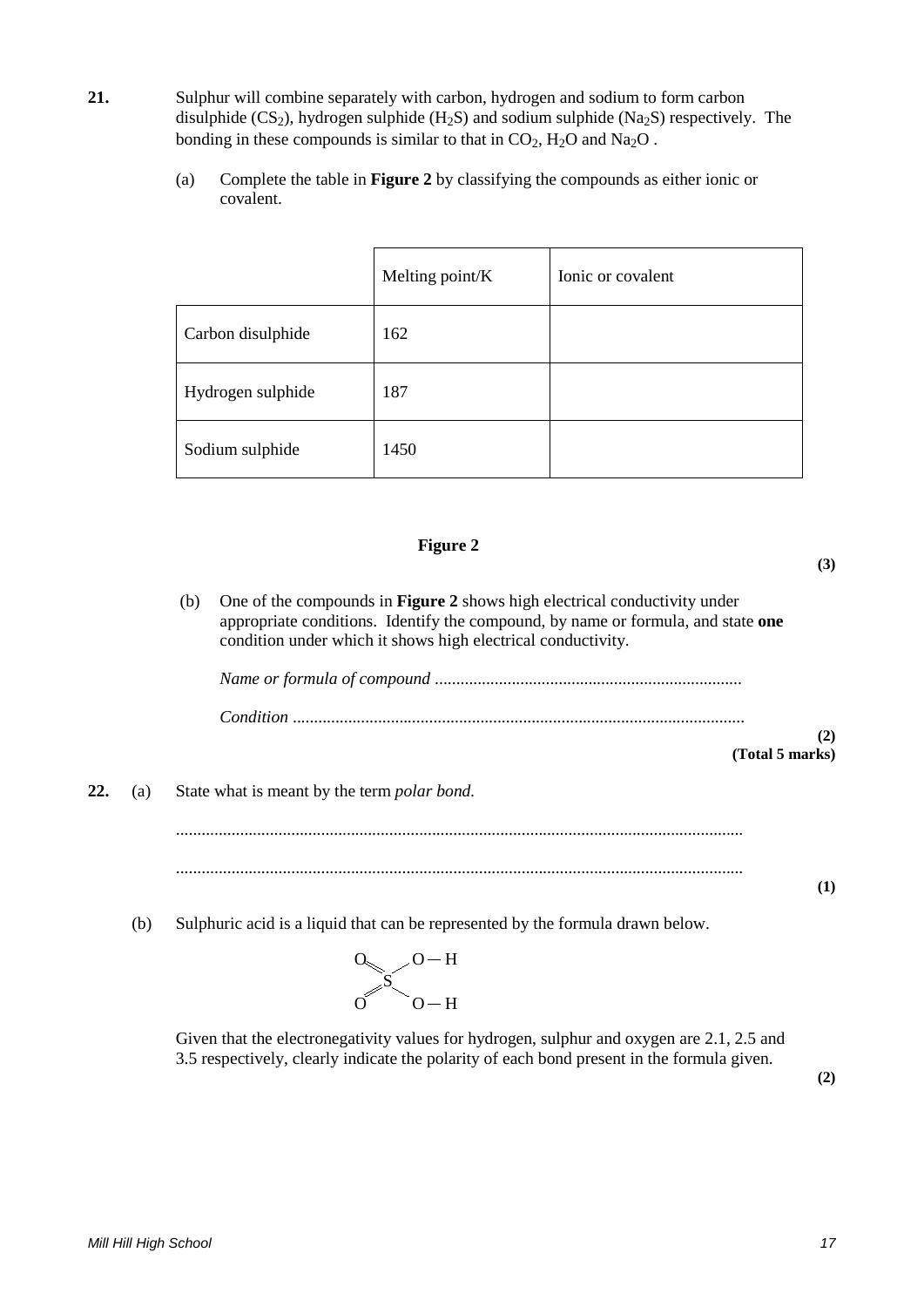**21.** Sulphur will combine separately with carbon, hydrogen and sodium to form carbon disulphide ($CS_2$), hydrogen sulphide ($H_2S$) and sodium sulphide ($Na_2S$) respectively. The bonding in these compounds is similar to that in $CO_2$, $H_2O$ and $Na_2O$ .

(a) Complete the table in **Figure 2** by classifying the compounds as either ionic or covalent.

| | Melting point/K | Ionic or covalent |
|---|---|---|
| Carbon disulphide | 162 | |
| Hydrogen sulphide | 187 | |
| Sodium sulphide | 1450 | |

**Figure 2**

**(3)**

(b) One of the compounds in **Figure 2** shows high electrical conductivity under appropriate conditions. Identify the compound, by name or formula, and state **one** condition under which it shows high electrical conductivity.

*Name or formula of compound* .......................................................................

*Condition* .........................................................................................................

**(2)**
**(Total 5 marks)**

**22.** (a) State what is meant by the term *polar bond.*

...................................................................................................................

...................................................................................................................

**(1)**

(b) Sulphuric acid is a liquid that can be represented by the formula drawn below.

$$\mathrm{(O{=})_2S(O{-}H)_2}$$

Given that the electronegativity values for hydrogen, sulphur and oxygen are 2.1, 2.5 and 3.5 respectively, clearly indicate the polarity of each bond present in the formula given.

**(2)**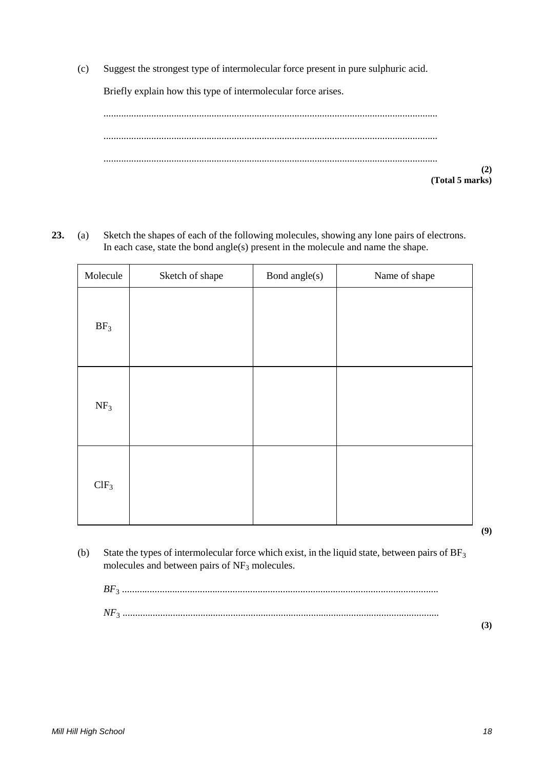(c) Suggest the strongest type of intermolecular force present in pure sulphuric acid.

Briefly explain how this type of intermolecular force arises.

...................................................................................................................................

...................................................................................................................................

...................................................................................................................................

**(2)**
**(Total 5 marks)**

**23.** (a) Sketch the shapes of each of the following molecules, showing any lone pairs of electrons. In each case, state the bond angle(s) present in the molecule and name the shape.

| Molecule | Sketch of shape | Bond angle(s) | Name of shape |
|---|---|---|---|
| $BF_3$ | | | |
| $NF_3$ | | | |
| $ClF_3$ | | | |

**(9)**

(b) State the types of intermolecular force which exist, in the liquid state, between pairs of $BF_3$ molecules and between pairs of $NF_3$ molecules.

*$BF_3$* ............................................................................................................................

*$NF_3$* ............................................................................................................................

**(3)**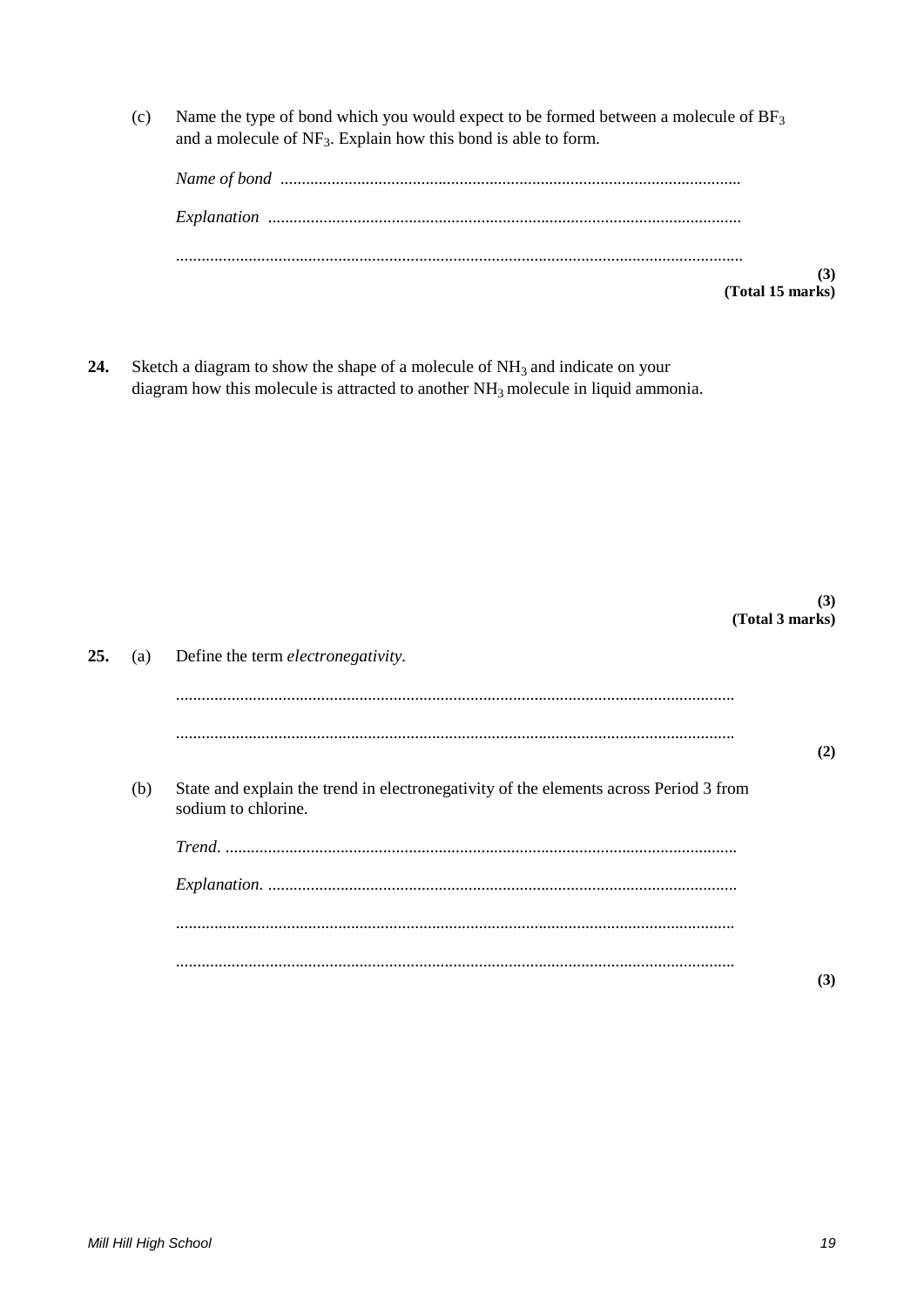(c) Name the type of bond which you would expect to be formed between a molecule of $BF_3$ and a molecule of $NF_3$. Explain how this bond is able to form.

*Name of bond* ..........................................................................................................

*Explanation* ............................................................................................................

..................................................................................................................................

**(3)**
**(Total 15 marks)**

**24.** Sketch a diagram to show the shape of a molecule of $NH_3$ and indicate on your diagram how this molecule is attracted to another $NH_3$ molecule in liquid ammonia.

**(3)**
**(Total 3 marks)**

**25.** (a) Define the term *electronegativity*.

..................................................................................................................................

..................................................................................................................................

**(2)**

(b) State and explain the trend in electronegativity of the elements across Period 3 from sodium to chlorine.

*Trend.* ......................................................................................................................

*Explanation.* ............................................................................................................

..................................................................................................................................

..................................................................................................................................

**(3)**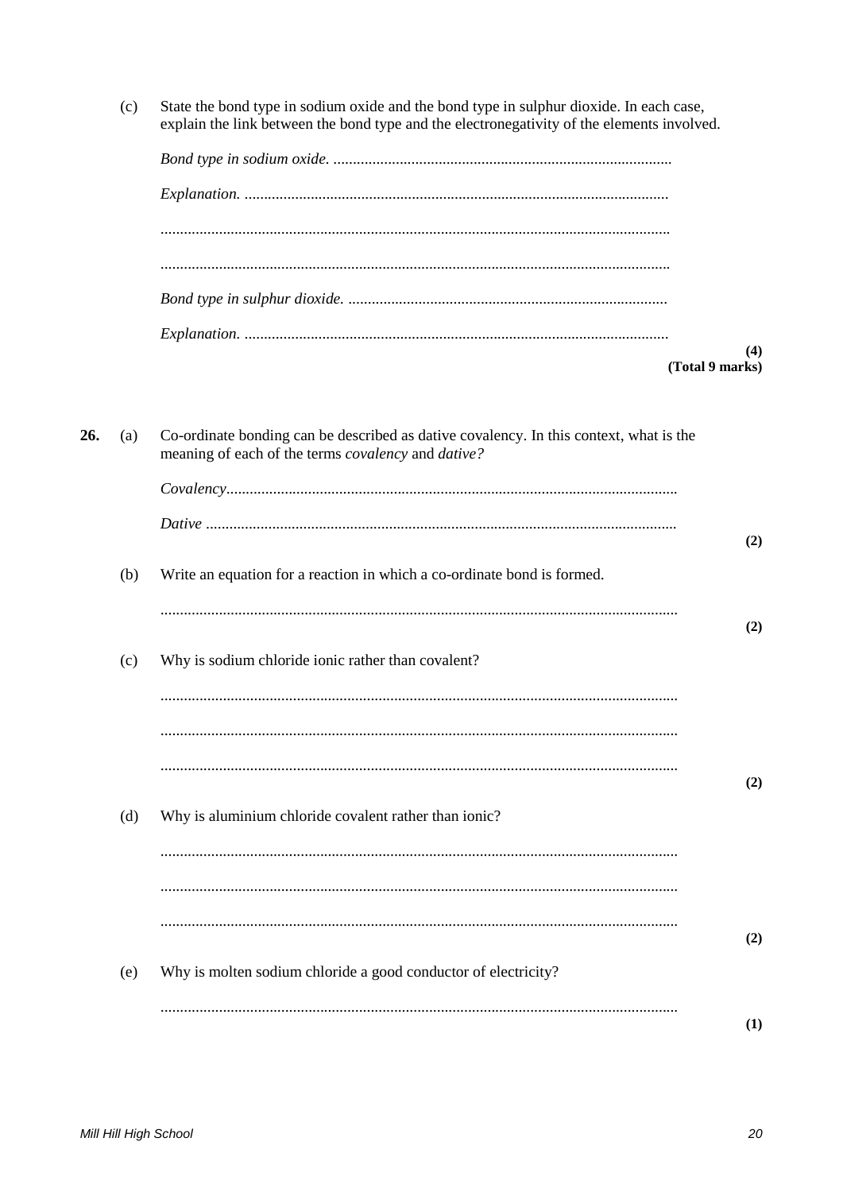(c) State the bond type in sodium oxide and the bond type in sulphur dioxide. In each case, explain the link between the bond type and the electronegativity of the elements involved.

*Bond type in sodium oxide.* ......................................................................................

*Explanation.* ............................................................................................................

..................................................................................................................................

..................................................................................................................................

*Bond type in sulphur dioxide.* .................................................................................

*Explanation.* ............................................................................................................

**(4)**
**(Total 9 marks)**

**26.** (a) Co-ordinate bonding can be described as dative covalency. In this context, what is the meaning of each of the terms *covalency* and *dative?*

*Covalency*..................................................................................................................

*Dative* ........................................................................................................................

**(2)**

(b) Write an equation for a reaction in which a co-ordinate bond is formed.

....................................................................................................................................

**(2)**

(c) Why is sodium chloride ionic rather than covalent?

....................................................................................................................................

....................................................................................................................................

....................................................................................................................................

**(2)**

(d) Why is aluminium chloride covalent rather than ionic?

....................................................................................................................................

....................................................................................................................................

....................................................................................................................................

**(2)**

(e) Why is molten sodium chloride a good conductor of electricity?

....................................................................................................................................

**(1)**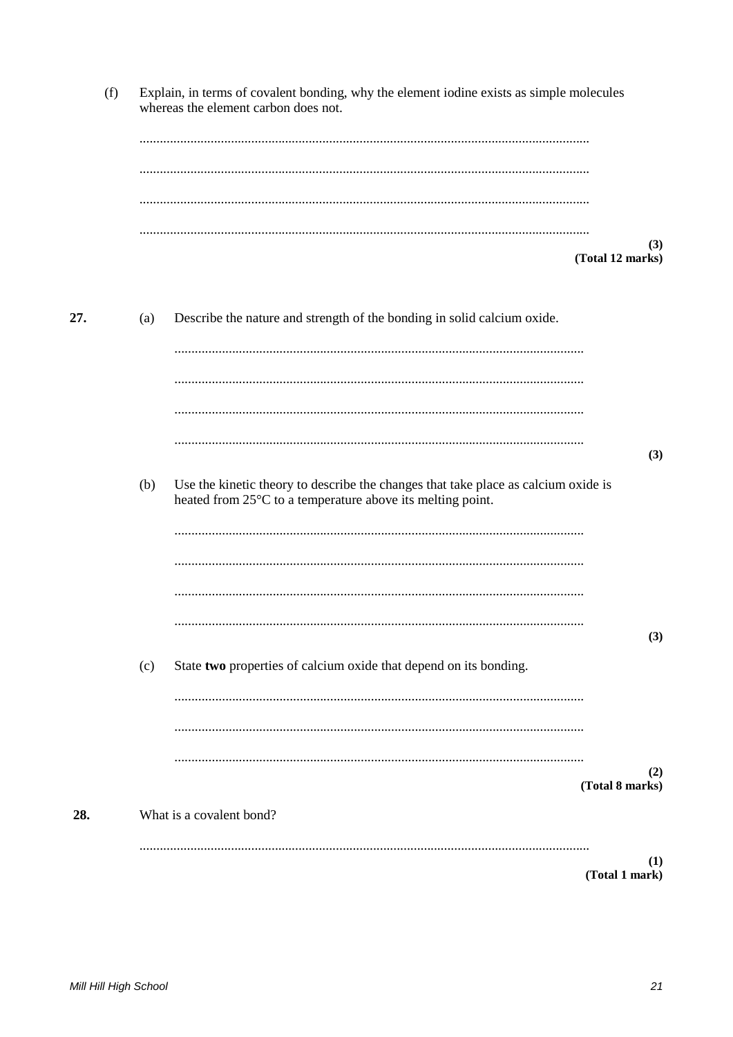(f) Explain, in terms of covalent bonding, why the element iodine exists as simple molecules whereas the element carbon does not.

...................................................................................................................................

...................................................................................................................................

...................................................................................................................................

...................................................................................................................................

**(3)**
**(Total 12 marks)**

**27.** (a) Describe the nature and strength of the bonding in solid calcium oxide.

...................................................................................................................................

...................................................................................................................................

...................................................................................................................................

...................................................................................................................................

**(3)**

(b) Use the kinetic theory to describe the changes that take place as calcium oxide is heated from 25°C to a temperature above its melting point.

...................................................................................................................................

...................................................................................................................................

...................................................................................................................................

...................................................................................................................................

**(3)**

(c) State **two** properties of calcium oxide that depend on its bonding.

...................................................................................................................................

...................................................................................................................................

...................................................................................................................................

**(2)**
**(Total 8 marks)**

**28.** What is a covalent bond?

...................................................................................................................................

**(1)**
**(Total 1 mark)**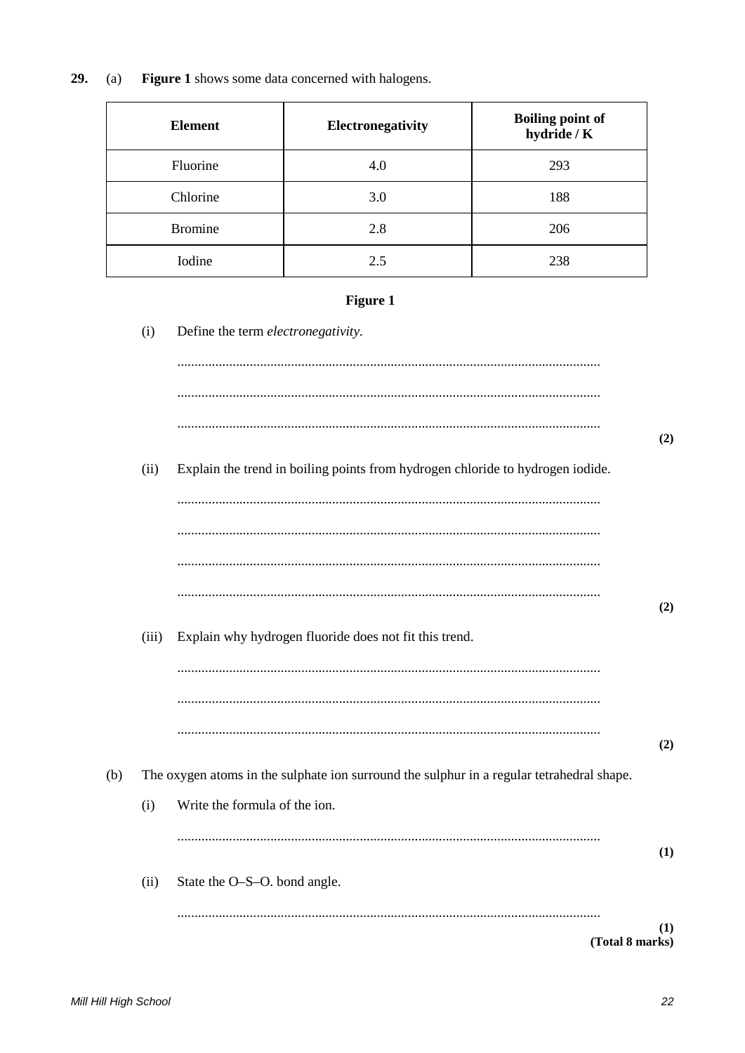**29.** (a) **Figure 1** shows some data concerned with halogens.

| **Element** | **Electronegativity** | **Boiling point of hydride / K** |
|---|---|---|
| Fluorine | 4.0 | 293 |
| Chlorine | 3.0 | 188 |
| Bromine | 2.8 | 206 |
| Iodine | 2.5 | 238 |

**Figure 1**

(i) Define the term *electronegativity*.

.......................................................................................................................

.......................................................................................................................

....................................................................................................................... **(2)**

(ii) Explain the trend in boiling points from hydrogen chloride to hydrogen iodide.

.......................................................................................................................

.......................................................................................................................

.......................................................................................................................

....................................................................................................................... **(2)**

(iii) Explain why hydrogen fluoride does not fit this trend.

.......................................................................................................................

.......................................................................................................................

....................................................................................................................... **(2)**

(b) The oxygen atoms in the sulphate ion surround the sulphur in a regular tetrahedral shape.

(i) Write the formula of the ion.

....................................................................................................................... **(1)**

(ii) State the O–S–O. bond angle.

....................................................................................................................... **(1)**

**(Total 8 marks)**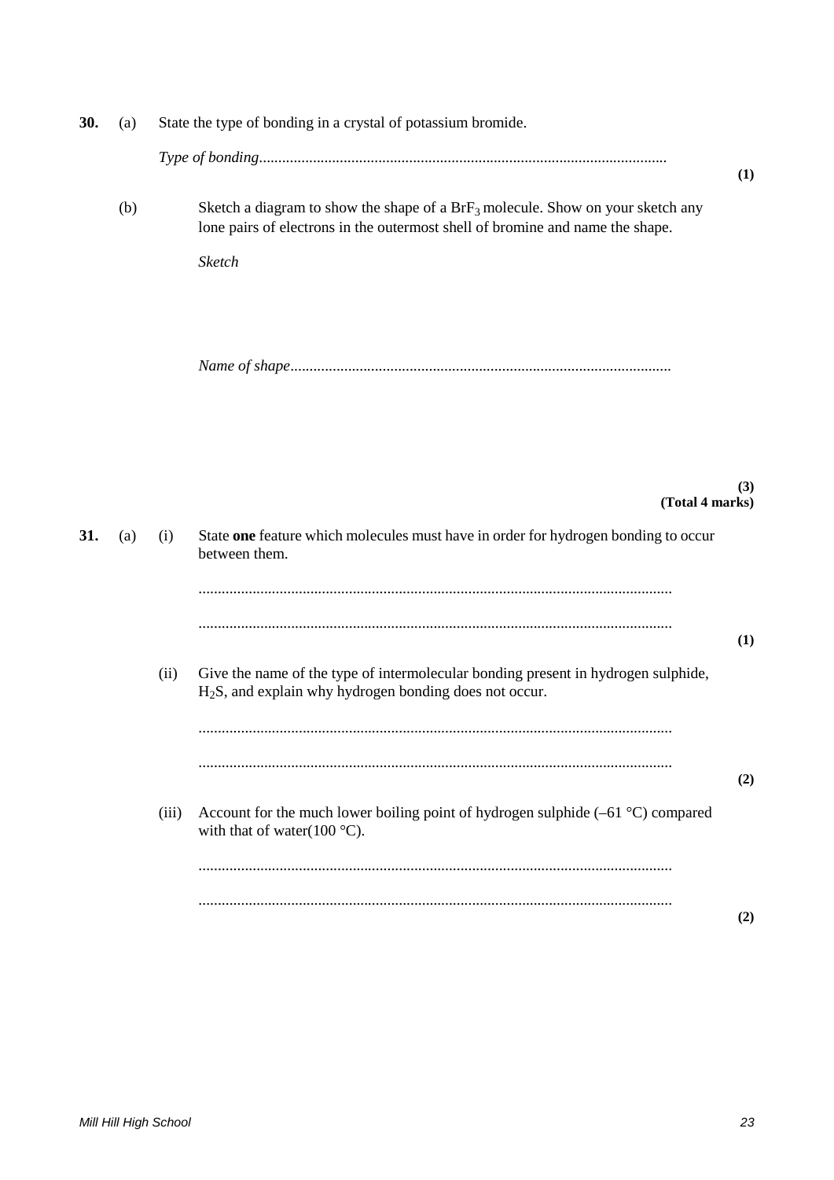**30.** (a) State the type of bonding in a crystal of potassium bromide.

*Type of bonding*.........................................................................................................

**(1)**

(b) Sketch a diagram to show the shape of a $BrF_3$ molecule. Show on your sketch any lone pairs of electrons in the outermost shell of bromine and name the shape.

*Sketch*

*Name of shape*..................................................................................................

**(3)**
**(Total 4 marks)**

**31.** (a) (i) State **one** feature which molecules must have in order for hydrogen bonding to occur between them.

.........................................................................................................................

.........................................................................................................................

**(1)**

(ii) Give the name of the type of intermolecular bonding present in hydrogen sulphide, $H_2S$, and explain why hydrogen bonding does not occur.

.........................................................................................................................

.........................................................................................................................

**(2)**

(iii) Account for the much lower boiling point of hydrogen sulphide (–61 °C) compared with that of water(100 °C).

.........................................................................................................................

.........................................................................................................................

**(2)**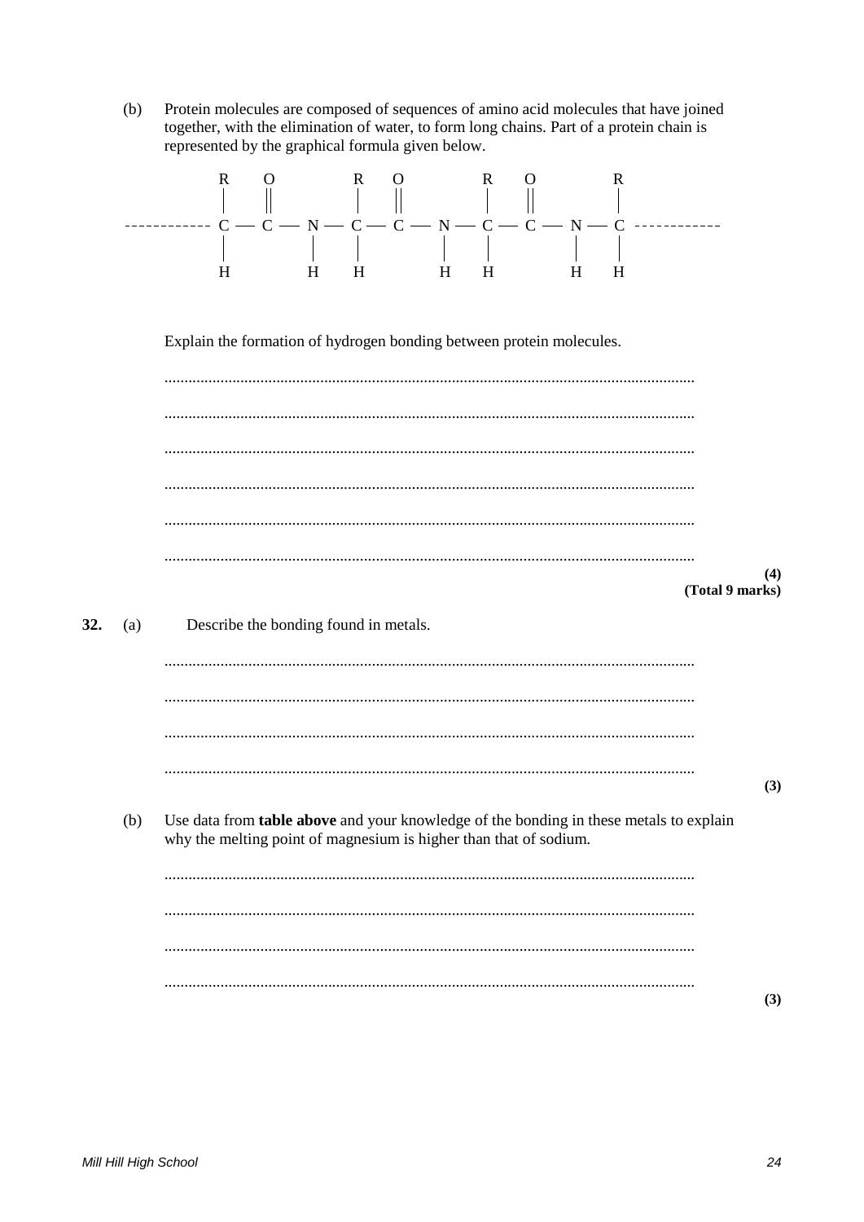(b) Protein molecules are composed of sequences of amino acid molecules that have joined together, with the elimination of water, to form long chains. Part of a protein chain is represented by the graphical formula given below.

```
             R     O          R     O          R     O          R
             |     ||         |     ||         |     ||         |
------------ C  —  C  —  N  — C  —  C  —  N  — C  —  C  —  N  — C ------------
             |           |    |           |    |           |    |
             H           H    H           H    H           H    H
```

Explain the formation of hydrogen bonding between protein molecules.

...................................................................................................................................

...................................................................................................................................

...................................................................................................................................

...................................................................................................................................

...................................................................................................................................

...................................................................................................................................

**(4)**
**(Total 9 marks)**

**32.** (a) Describe the bonding found in metals.

...................................................................................................................................

...................................................................................................................................

...................................................................................................................................

...................................................................................................................................

**(3)**

(b) Use data from **table above** and your knowledge of the bonding in these metals to explain why the melting point of magnesium is higher than that of sodium.

...................................................................................................................................

...................................................................................................................................

...................................................................................................................................

...................................................................................................................................

**(3)**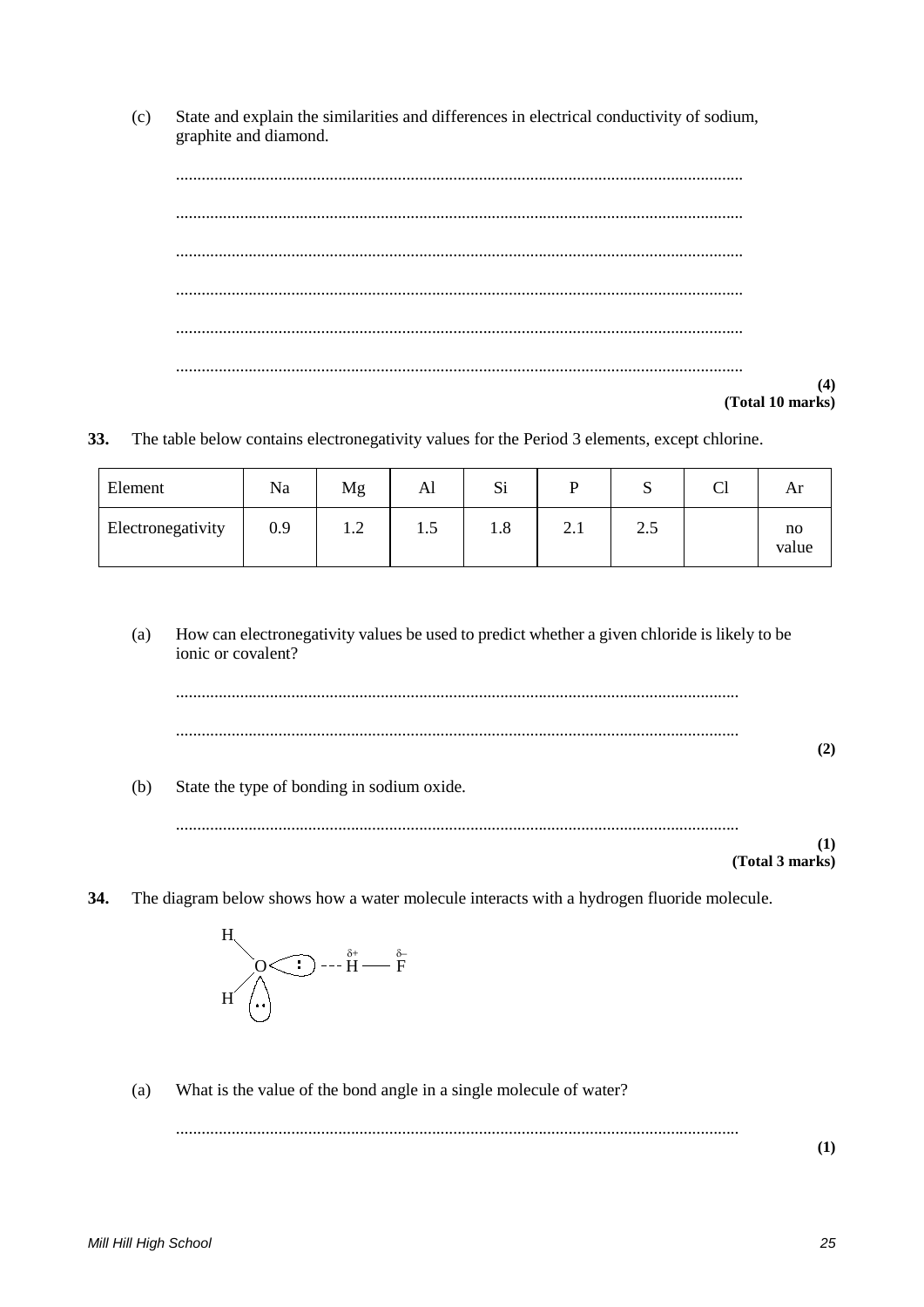(c) State and explain the similarities and differences in electrical conductivity of sodium, graphite and diamond.

...................................................................................................................................

...................................................................................................................................

...................................................................................................................................

...................................................................................................................................

...................................................................................................................................

...................................................................................................................................

**(4)**
**(Total 10 marks)**

**33.** The table below contains electronegativity values for the Period 3 elements, except chlorine.

| Element | Na | Mg | Al | Si | P | S | Cl | Ar |
|---|---|---|---|---|---|---|---|---|
| Electronegativity | 0.9 | 1.2 | 1.5 | 1.8 | 2.1 | 2.5 | | no value |

(a) How can electronegativity values be used to predict whether a given chloride is likely to be ionic or covalent?

...................................................................................................................................

...................................................................................................................................

**(2)**

(b) State the type of bonding in sodium oxide.

...................................................................................................................................

**(1)**
**(Total 3 marks)**

**34.** The diagram below shows how a water molecule interacts with a hydrogen fluoride molecule.

$$H_2O\colon \cdots \overset{\delta+}{H} - \overset{\delta-}{F}$$

(a) What is the value of the bond angle in a single molecule of water?

...................................................................................................................................

**(1)**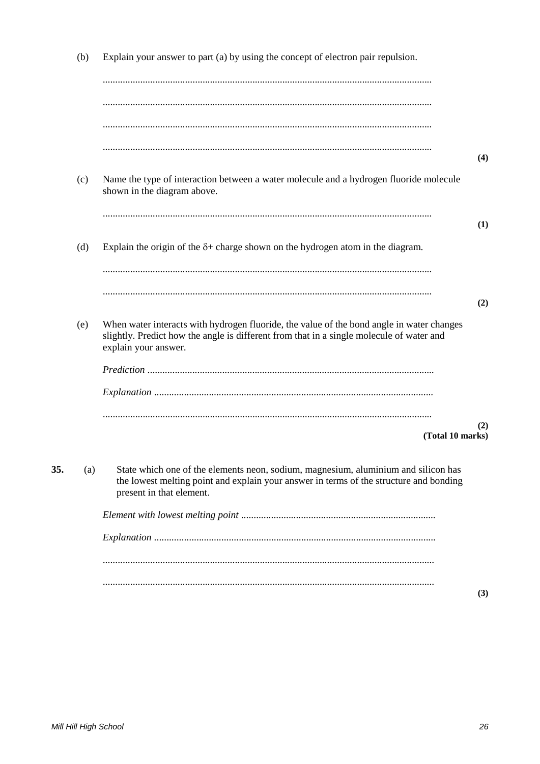(b) Explain your answer to part (a) by using the concept of electron pair repulsion.

..................................................................................................................................

..................................................................................................................................

..................................................................................................................................

..................................................................................................................................

**(4)**

(c) Name the type of interaction between a water molecule and a hydrogen fluoride molecule shown in the diagram above.

..................................................................................................................................

**(1)**

(d) Explain the origin of the $\delta+$ charge shown on the hydrogen atom in the diagram.

..................................................................................................................................

..................................................................................................................................

**(2)**

(e) When water interacts with hydrogen fluoride, the value of the bond angle in water changes slightly. Predict how the angle is different from that in a single molecule of water and explain your answer.

*Prediction* .................................................................................................................

*Explanation* ..............................................................................................................

..................................................................................................................................

**(2)**
**(Total 10 marks)**

**35.** (a) State which one of the elements neon, sodium, magnesium, aluminium and silicon has the lowest melting point and explain your answer in terms of the structure and bonding present in that element.

*Element with lowest melting point* .............................................................................

*Explanation* ..............................................................................................................

..................................................................................................................................

..................................................................................................................................

**(3)**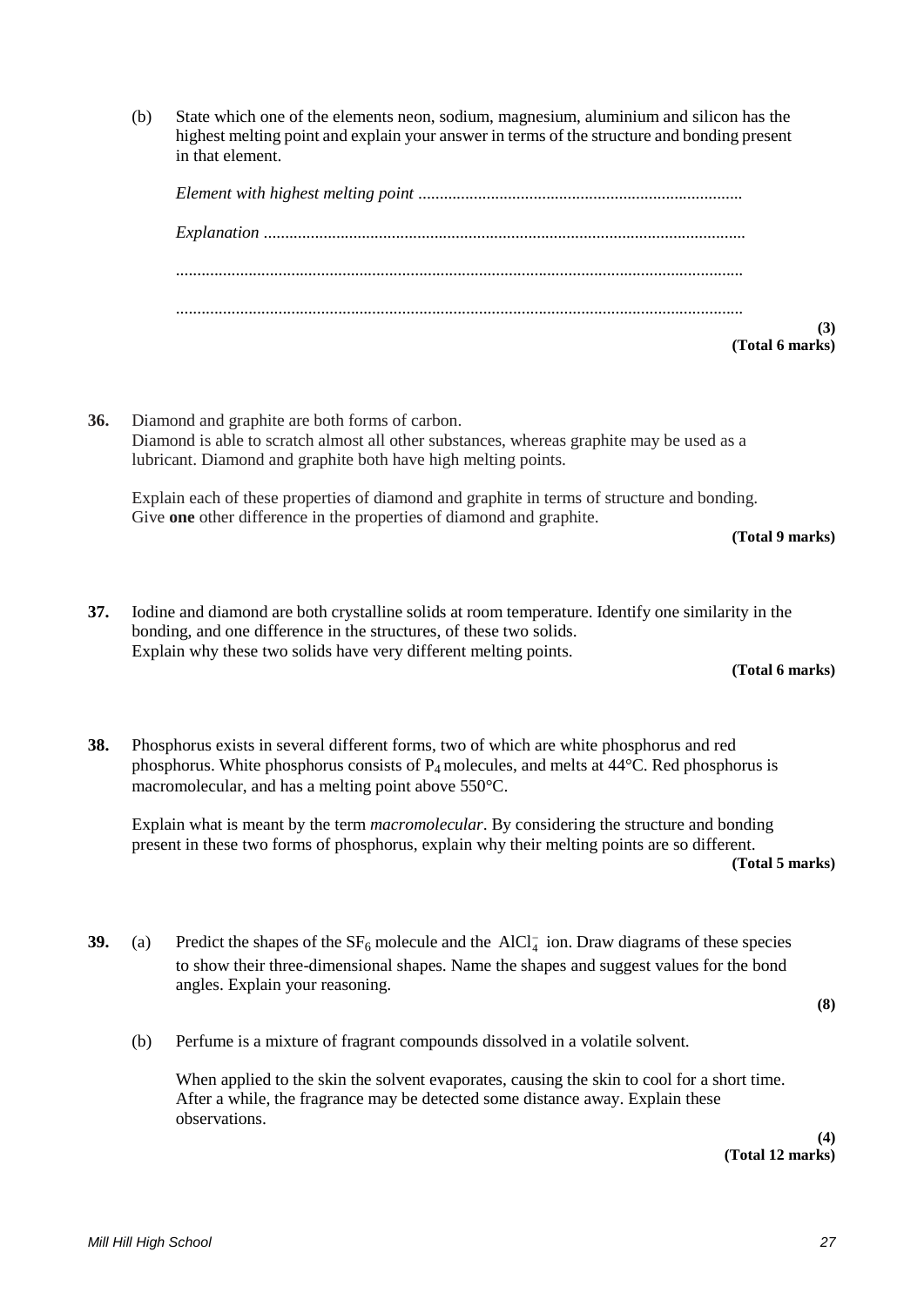(b) State which one of the elements neon, sodium, magnesium, aluminium and silicon has the highest melting point and explain your answer in terms of the structure and bonding present in that element.

*Element with highest melting point* ...........................................................................

*Explanation* ...............................................................................................................

...................................................................................................................................

...................................................................................................................................

**(3)**
**(Total 6 marks)**

**36.** Diamond and graphite are both forms of carbon.
Diamond is able to scratch almost all other substances, whereas graphite may be used as a lubricant. Diamond and graphite both have high melting points.

Explain each of these properties of diamond and graphite in terms of structure and bonding. Give **one** other difference in the properties of diamond and graphite.

**(Total 9 marks)**

**37.** Iodine and diamond are both crystalline solids at room temperature. Identify one similarity in the bonding, and one difference in the structures, of these two solids.
Explain why these two solids have very different melting points.

**(Total 6 marks)**

**38.** Phosphorus exists in several different forms, two of which are white phosphorus and red phosphorus. White phosphorus consists of $P_4$ molecules, and melts at 44°C. Red phosphorus is macromolecular, and has a melting point above 550°C.

Explain what is meant by the term *macromolecular*. By considering the structure and bonding present in these two forms of phosphorus, explain why their melting points are so different.

**(Total 5 marks)**

**39.** (a) Predict the shapes of the $SF_6$ molecule and the $AlCl_4^-$ ion. Draw diagrams of these species to show their three-dimensional shapes. Name the shapes and suggest values for the bond angles. Explain your reasoning.

**(8)**

(b) Perfume is a mixture of fragrant compounds dissolved in a volatile solvent.

When applied to the skin the solvent evaporates, causing the skin to cool for a short time. After a while, the fragrance may be detected some distance away. Explain these observations.

**(4)**
**(Total 12 marks)**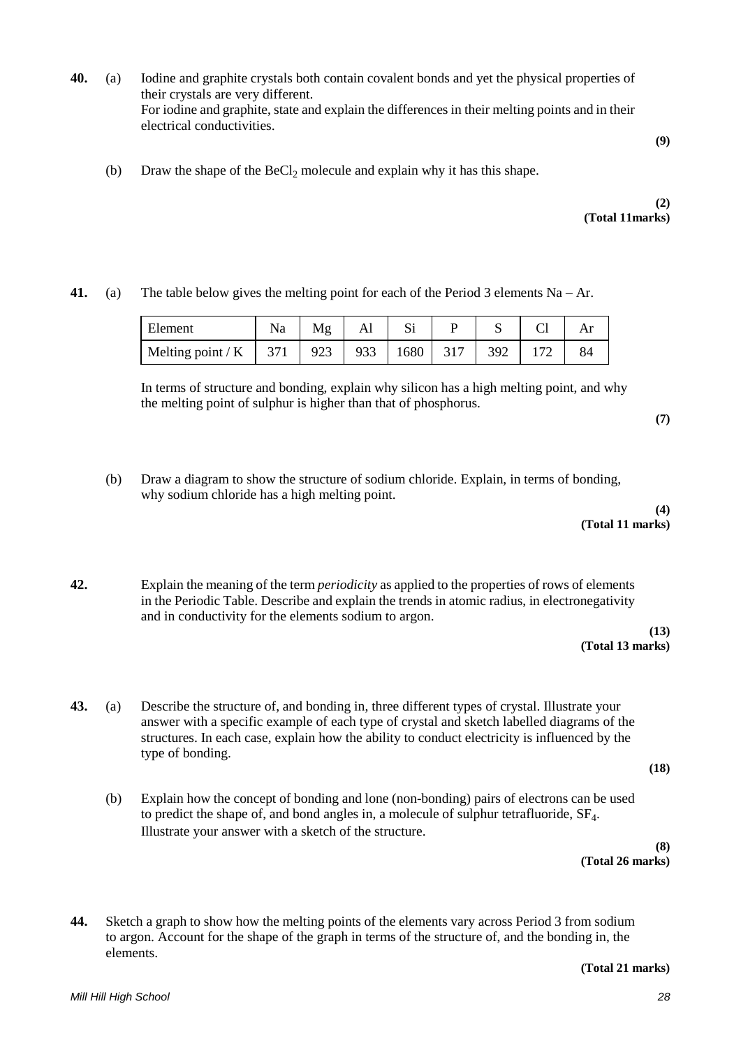**40.** (a) Iodine and graphite crystals both contain covalent bonds and yet the physical properties of their crystals are very different.
For iodine and graphite, state and explain the differences in their melting points and in their electrical conductivities.

**(9)**

(b) Draw the shape of the $BeCl_2$ molecule and explain why it has this shape.

**(2)**
**(Total 11marks)**

**41.** (a) The table below gives the melting point for each of the Period 3 elements Na – Ar.

| Element | Na | Mg | Al | Si | P | S | Cl | Ar |
|---|---|---|---|---|---|---|---|---|
| Melting point / K | 371 | 923 | 933 | 1680 | 317 | 392 | 172 | 84 |

In terms of structure and bonding, explain why silicon has a high melting point, and why the melting point of sulphur is higher than that of phosphorus.

**(7)**

(b) Draw a diagram to show the structure of sodium chloride. Explain, in terms of bonding, why sodium chloride has a high melting point.

**(4)**
**(Total 11 marks)**

**42.** Explain the meaning of the term *periodicity* as applied to the properties of rows of elements in the Periodic Table. Describe and explain the trends in atomic radius, in electronegativity and in conductivity for the elements sodium to argon.

**(13)**
**(Total 13 marks)**

**43.** (a) Describe the structure of, and bonding in, three different types of crystal. Illustrate your answer with a specific example of each type of crystal and sketch labelled diagrams of the structures. In each case, explain how the ability to conduct electricity is influenced by the type of bonding.

**(18)**

(b) Explain how the concept of bonding and lone (non-bonding) pairs of electrons can be used to predict the shape of, and bond angles in, a molecule of sulphur tetrafluoride, $SF_4$. Illustrate your answer with a sketch of the structure.

**(8)**
**(Total 26 marks)**

**44.** Sketch a graph to show how the melting points of the elements vary across Period 3 from sodium to argon. Account for the shape of the graph in terms of the structure of, and the bonding in, the elements.

**(Total 21 marks)**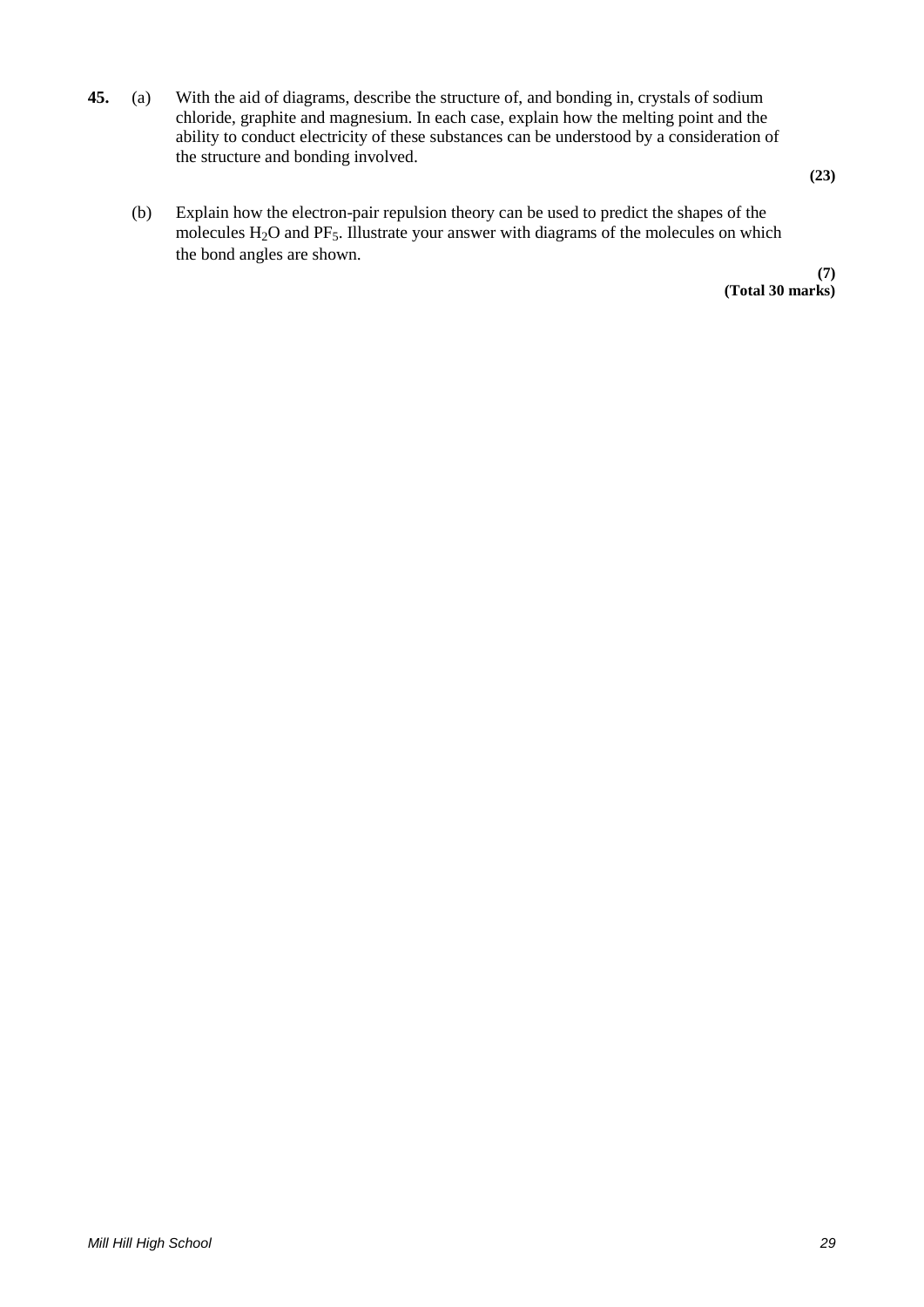**45.** (a) With the aid of diagrams, describe the structure of, and bonding in, crystals of sodium chloride, graphite and magnesium. In each case, explain how the melting point and the ability to conduct electricity of these substances can be understood by a consideration of the structure and bonding involved.

**(23)**

(b) Explain how the electron-pair repulsion theory can be used to predict the shapes of the molecules $H_2O$ and $PF_5$. Illustrate your answer with diagrams of the molecules on which the bond angles are shown.

**(7)**
**(Total 30 marks)**